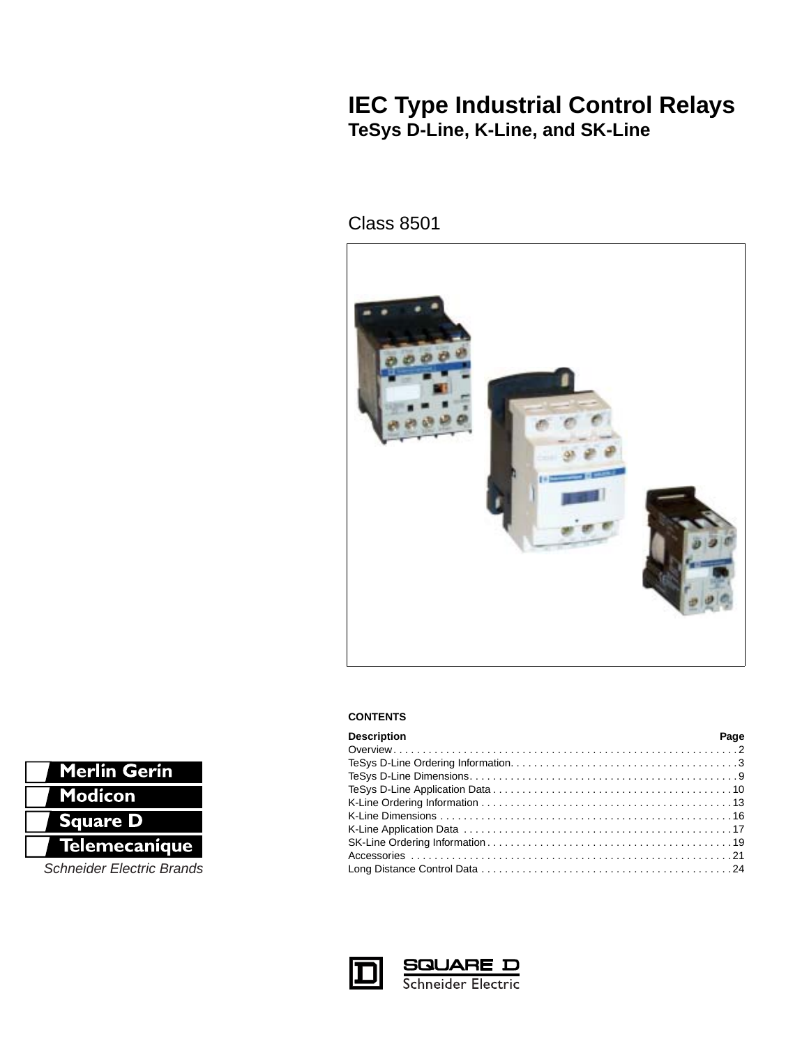# IEC Type Industrial Control Relays

## TeSys D-Line, K-Line, and SK-Line

Class 8501

**CONTENTS**

| Description | Page |
|---|---|
| Overview | 2 |
| TeSys D-Line Ordering Information | 3 |
| TeSys D-Line Dimensions | 9 |
| TeSys D-Line Application Data | 10 |
| K-Line Ordering Information | 13 |
| K-Line Dimensions | 16 |
| K-Line Application Data | 17 |
| SK-Line Ordering Information | 19 |
| Accessories | 21 |
| Long Distance Control Data | 24 |

Merlin Gerin
Modicon
Square D
Telemecanique
*Schneider Electric Brands*

SQUARE D
Schneider Electric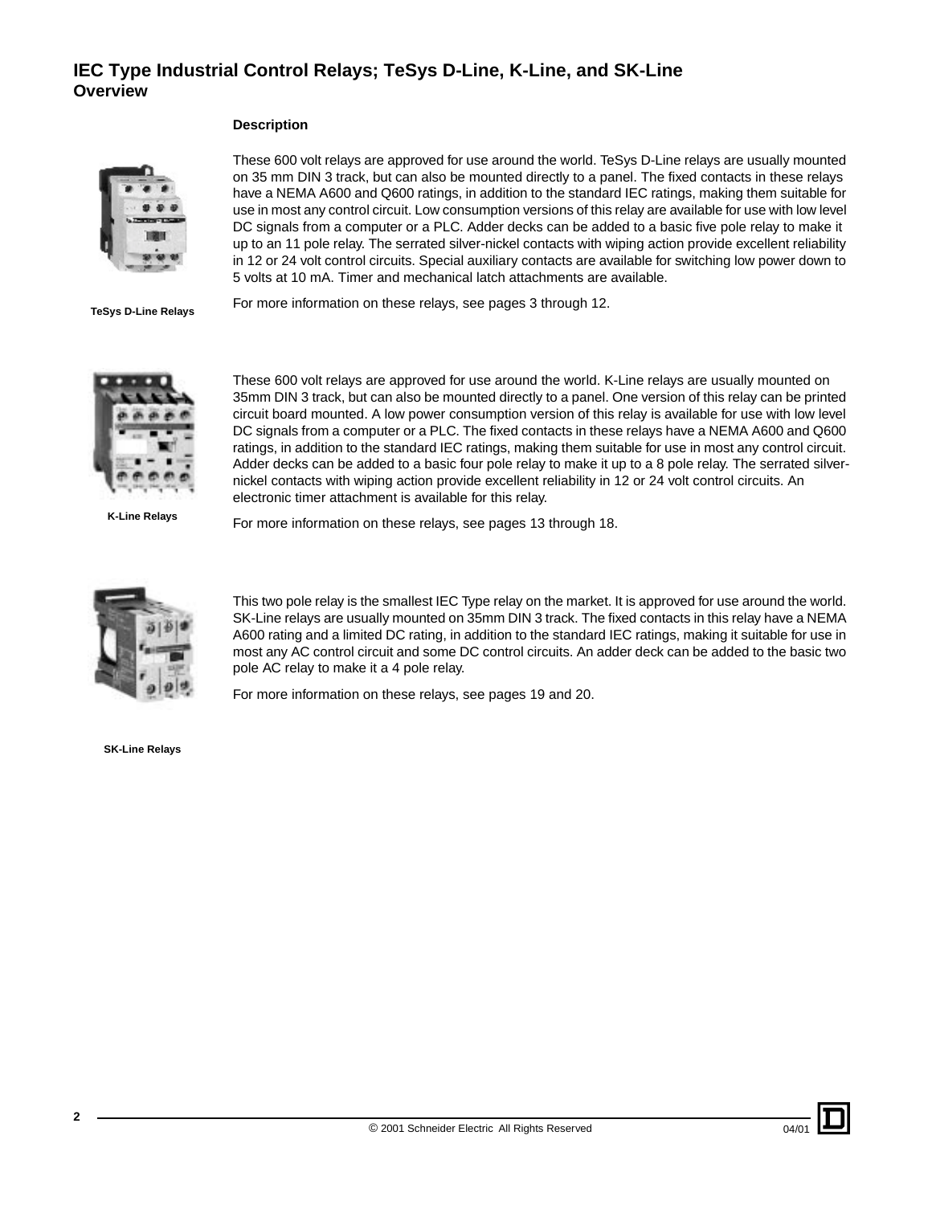# IEC Type Industrial Control Relays; TeSys D-Line, K-Line, and SK-Line
## Overview

### Description

These 600 volt relays are approved for use around the world. TeSys D-Line relays are usually mounted on 35 mm DIN 3 track, but can also be mounted directly to a panel. The fixed contacts in these relays have a NEMA A600 and Q600 ratings, in addition to the standard IEC ratings, making them suitable for use in most any control circuit. Low consumption versions of this relay are available for use with low level DC signals from a computer or a PLC. Adder decks can be added to a basic five pole relay to make it up to an 11 pole relay. The serrated silver-nickel contacts with wiping action provide excellent reliability in 12 or 24 volt control circuits. Special auxiliary contacts are available for switching low power down to 5 volts at 10 mA. Timer and mechanical latch attachments are available.

For more information on these relays, see pages 3 through 12.

**TeSys D-Line Relays**

These 600 volt relays are approved for use around the world. K-Line relays are usually mounted on 35mm DIN 3 track, but can also be mounted directly to a panel. One version of this relay can be printed circuit board mounted. A low power consumption version of this relay is available for use with low level DC signals from a computer or a PLC. The fixed contacts in these relays have a NEMA A600 and Q600 ratings, in addition to the standard IEC ratings, making them suitable for use in most any control circuit. Adder decks can be added to a basic four pole relay to make it up to a 8 pole relay. The serrated silver-nickel contacts with wiping action provide excellent reliability in 12 or 24 volt control circuits. An electronic timer attachment is available for this relay.

For more information on these relays, see pages 13 through 18.

**K-Line Relays**

This two pole relay is the smallest IEC Type relay on the market. It is approved for use around the world. SK-Line relays are usually mounted on 35mm DIN 3 track. The fixed contacts in this relay have a NEMA A600 rating and a limited DC rating, in addition to the standard IEC ratings, making it suitable for use in most any AC control circuit and some DC control circuits. An adder deck can be added to the basic two pole AC relay to make it a 4 pole relay.

For more information on these relays, see pages 19 and 20.

**SK-Line Relays**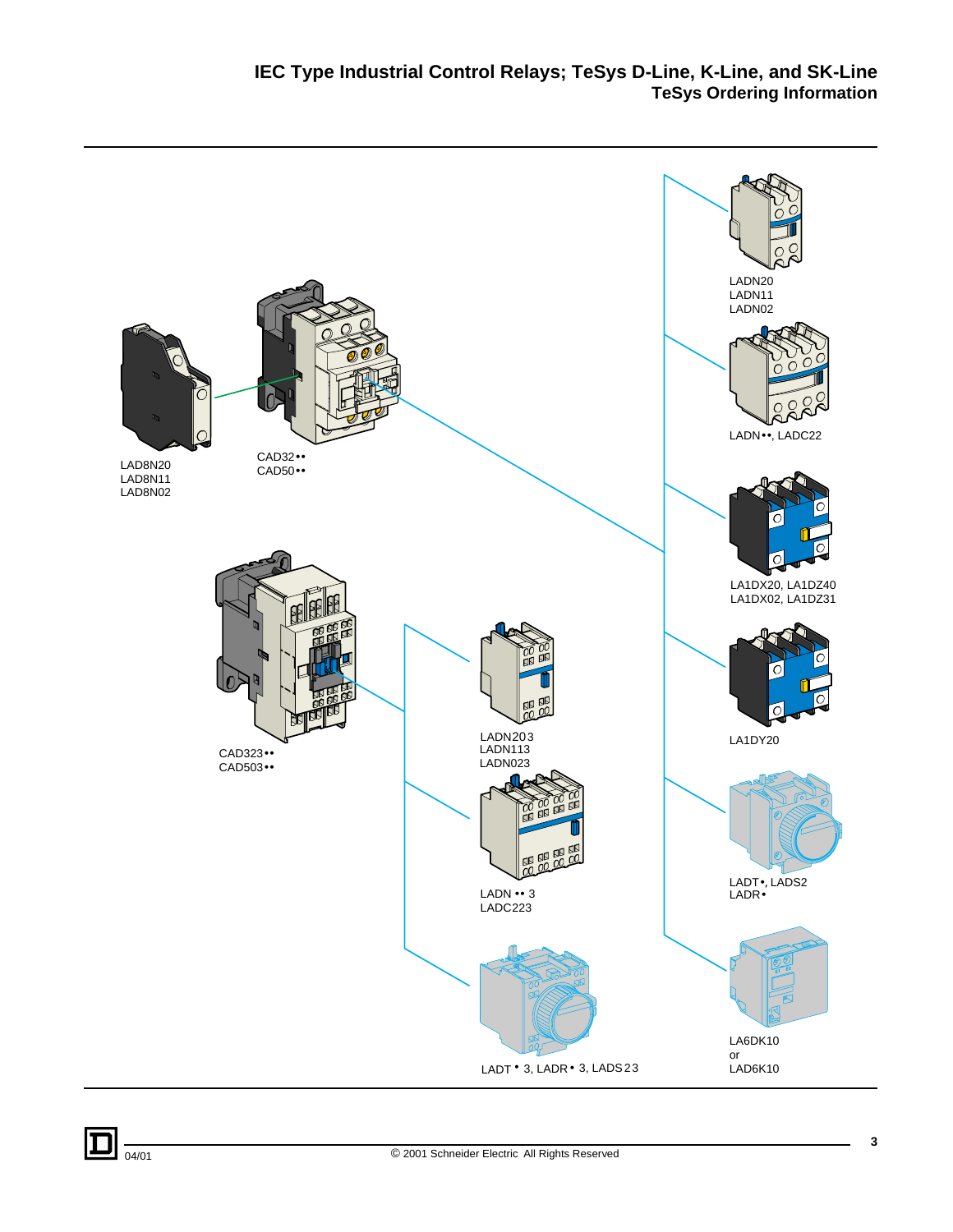# IEC Type Industrial Control Relays; TeSys D-Line, K-Line, and SK-Line

## TeSys Ordering Information

LAD8N20
LAD8N11
LAD8N02

CAD32••
CAD50••

LADN20
LADN11
LADN02

LADN••, LADC22

LA1DX20, LA1DZ40
LA1DX02, LA1DZ31

LA1DY20

CAD323••
CAD503••

LADN203
LADN113
LADN023

LADN •• 3
LADC223

LADT•, LADS2
LADR•

LADT • 3, LADR • 3, LADS23

LA6DK10
or
LAD6K10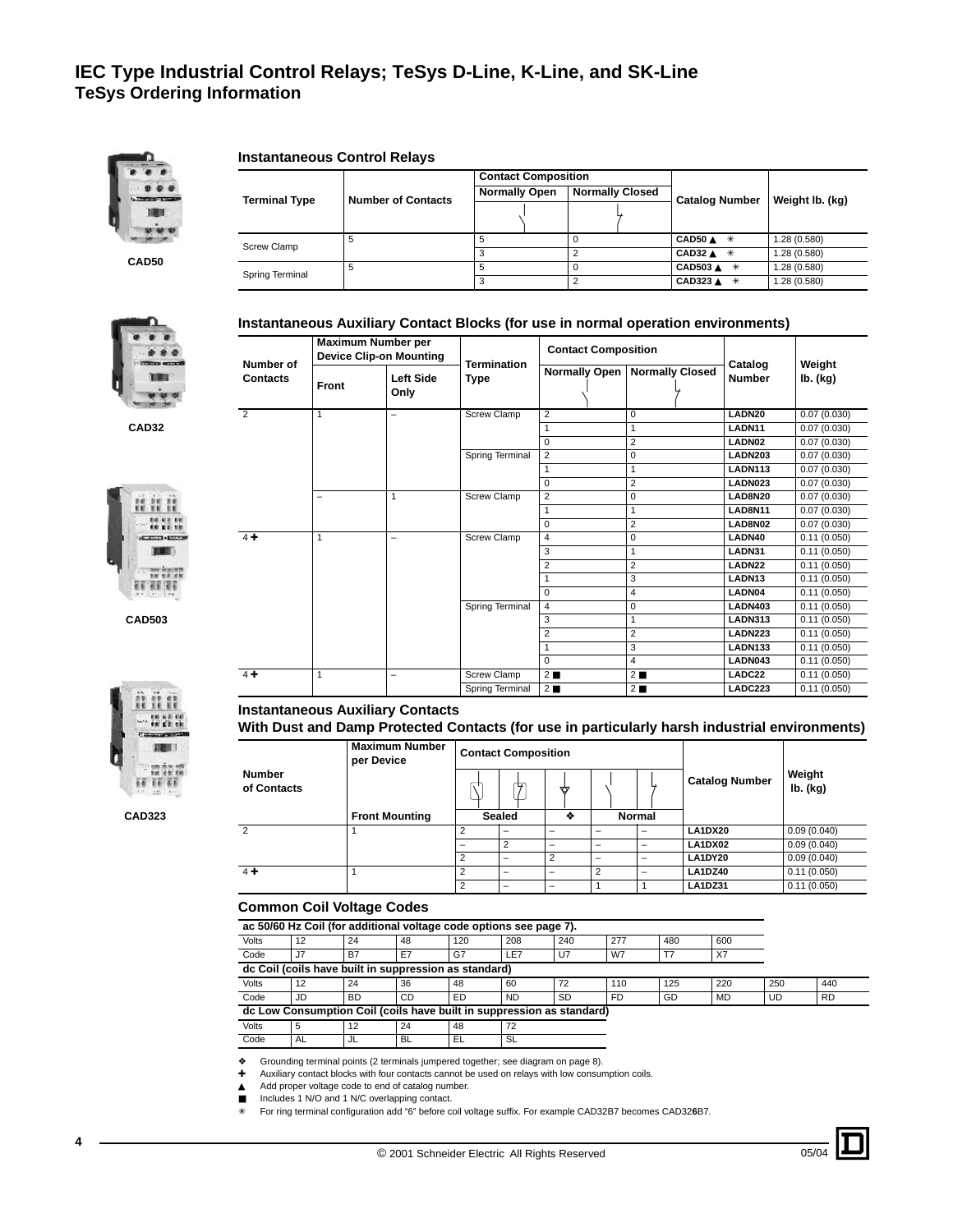# IEC Type Industrial Control Relays; TeSys D-Line, K-Line, and SK-Line
## TeSys Ordering Information

CAD50

CAD32

CAD503

CAD323

### Instantaneous Control Relays

| Terminal Type | Number of Contacts | Contact Composition: Normally Open | Contact Composition: Normally Closed | Catalog Number | Weight lb. (kg) |
|---|---|---|---|---|---|
| Screw Clamp | 5 | 5 | 0 | CAD50 ▲ ✳ | 1.28 (0.580) |
| | | 3 | 2 | CAD32 ▲ ✳ | 1.28 (0.580) |
| Spring Terminal | 5 | 5 | 0 | CAD503 ▲ ✳ | 1.28 (0.580) |
| | | 3 | 2 | CAD323 ▲ ✳ | 1.28 (0.580) |

### Instantaneous Auxiliary Contact Blocks (for use in normal operation environments)

| Number of Contacts | Maximum Number per Device Clip-on Mounting: Front | Maximum Number per Device Clip-on Mounting: Left Side Only | Termination Type | Contact Composition: Normally Open | Contact Composition: Normally Closed | Catalog Number | Weight lb. (kg) |
|---|---|---|---|---|---|---|---|
| 2 | 1 | – | Screw Clamp | 2 | 0 | LADN20 | 0.07 (0.030) |
| | | | | 1 | 1 | LADN11 | 0.07 (0.030) |
| | | | | 0 | 2 | LADN02 | 0.07 (0.030) |
| | | | Spring Terminal | 2 | 0 | LADN203 | 0.07 (0.030) |
| | | | | 1 | 1 | LADN113 | 0.07 (0.030) |
| | | | | 0 | 2 | LADN023 | 0.07 (0.030) |
| | – | 1 | Screw Clamp | 2 | 0 | LAD8N20 | 0.07 (0.030) |
| | | | | 1 | 1 | LAD8N11 | 0.07 (0.030) |
| | | | | 0 | 2 | LAD8N02 | 0.07 (0.030) |
| 4 ✚ | 1 | – | Screw Clamp | 4 | 0 | LADN40 | 0.11 (0.050) |
| | | | | 3 | 1 | LADN31 | 0.11 (0.050) |
| | | | | 2 | 2 | LADN22 | 0.11 (0.050) |
| | | | | 1 | 3 | LADN13 | 0.11 (0.050) |
| | | | | 0 | 4 | LADN04 | 0.11 (0.050) |
| | | | Spring Terminal | 4 | 0 | LADN403 | 0.11 (0.050) |
| | | | | 3 | 1 | LADN313 | 0.11 (0.050) |
| | | | | 2 | 2 | LADN223 | 0.11 (0.050) |
| | | | | 1 | 3 | LADN133 | 0.11 (0.050) |
| | | | | 0 | 4 | LADN043 | 0.11 (0.050) |
| 4 ✚ | 1 | – | Screw Clamp | 2 ■ | 2 ■ | LADC22 | 0.11 (0.050) |
| | | | Spring Terminal | 2 ■ | 2 ■ | LADC223 | 0.11 (0.050) |

### Instantaneous Auxiliary Contacts
### With Dust and Damp Protected Contacts (for use in particularly harsh industrial environments)

| Number of Contacts | Maximum Number per Device: Front Mounting | Contact Composition: Sealed (NO) | Contact Composition: Sealed (NC) | Contact Composition: ❖ | Contact Composition: Normal (NO) | Contact Composition: Normal (NC) | Catalog Number | Weight lb. (kg) |
|---|---|---|---|---|---|---|---|---|
| 2 | 1 | 2 | – | – | – | – | LA1DX20 | 0.09 (0.040) |
| | | – | 2 | – | – | – | LA1DX02 | 0.09 (0.040) |
| | | 2 | – | 2 | – | – | LA1DY20 | 0.09 (0.040) |
| 4 ✚ | 1 | 2 | – | – | 2 | – | LA1DZ40 | 0.11 (0.050) |
| | | 2 | – | – | 1 | 1 | LA1DZ31 | 0.11 (0.050) |

### Common Coil Voltage Codes

**ac 50/60 Hz Coil (for additional voltage code options see page 7).**

| Volts | 12 | 24 | 48 | 120 | 208 | 240 | 277 | 480 | 600 |
|---|---|---|---|---|---|---|---|---|---|
| Code | J7 | B7 | E7 | G7 | LE7 | U7 | W7 | T7 | X7 |

**dc Coil (coils have built in suppression as standard)**

| Volts | 12 | 24 | 36 | 48 | 60 | 72 | 110 | 125 | 220 | 250 | 440 |
|---|---|---|---|---|---|---|---|---|---|---|---|
| Code | JD | BD | CD | ED | ND | SD | FD | GD | MD | UD | RD |

**dc Low Consumption Coil (coils have built in suppression as standard)**

| Volts | 5 | 12 | 24 | 48 | 72 |
|---|---|---|---|---|---|
| Code | AL | JL | BL | EL | SL |

❖ Grounding terminal points (2 terminals jumpered together; see diagram on page 8).
✚ Auxiliary contact blocks with four contacts cannot be used on relays with low consumption coils.
▲ Add proper voltage code to end of catalog number.
■ Includes 1 N/O and 1 N/C overlapping contact.
✳ For ring terminal configuration add "6" before coil voltage suffix. For example CAD32B7 becomes CAD32**6**B7.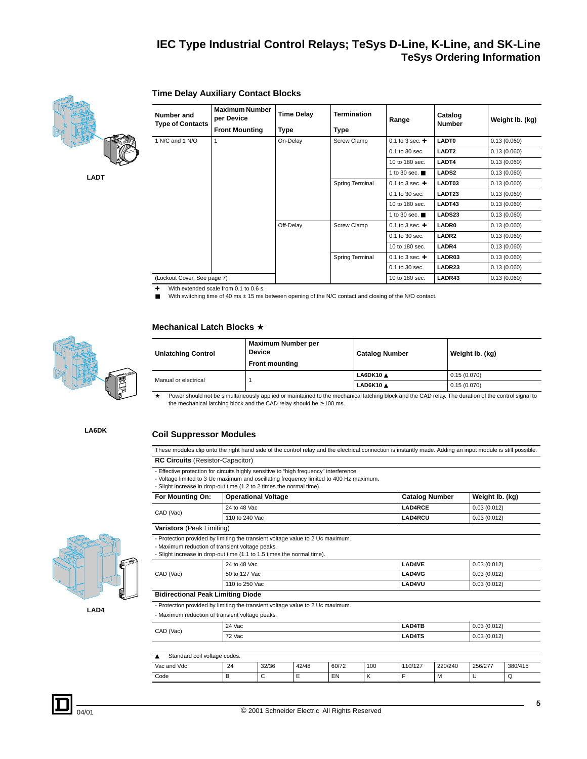# IEC Type Industrial Control Relays; TeSys D-Line, K-Line, and SK-Line

## TeSys Ordering Information

LADT

### Time Delay Auxiliary Contact Blocks

| Number and Type of Contacts | Maximum Number per Device Front Mounting | Time Delay Type | Termination Type | Range | Catalog Number | Weight lb. (kg) |
|---|---|---|---|---|---|---|
| 1 N/C and 1 N/O | 1 | On-Delay | Screw Clamp | 0.1 to 3 sec. ✚ | LADT0 | 0.13 (0.060) |
| | | | | 0.1 to 30 sec. | LADT2 | 0.13 (0.060) |
| | | | | 10 to 180 sec. | LADT4 | 0.13 (0.060) |
| | | | | 1 to 30 sec. ■ | LADS2 | 0.13 (0.060) |
| | | | Spring Terminal | 0.1 to 3 sec. ✚ | LADT03 | 0.13 (0.060) |
| | | | | 0.1 to 30 sec. | LADT23 | 0.13 (0.060) |
| | | | | 10 to 180 sec. | LADT43 | 0.13 (0.060) |
| | | | | 1 to 30 sec. ■ | LADS23 | 0.13 (0.060) |
| | | Off-Delay | Screw Clamp | 0.1 to 3 sec. ✚ | LADR0 | 0.13 (0.060) |
| | | | | 0.1 to 30 sec. | LADR2 | 0.13 (0.060) |
| | | | | 10 to 180 sec. | LADR4 | 0.13 (0.060) |
| | | | Spring Terminal | 0.1 to 3 sec. ✚ | LADR03 | 0.13 (0.060) |
| | | | | 0.1 to 30 sec. | LADR23 | 0.13 (0.060) |
| (Lockout Cover, See page 7) | | | | 10 to 180 sec. | LADR43 | 0.13 (0.060) |

✚ With extended scale from 0.1 to 0.6 s.

■ With switching time of 40 ms ± 15 ms between opening of the N/C contact and closing of the N/O contact.

### Mechanical Latch Blocks ★

| Unlatching Control | Maximum Number per Device Front mounting | Catalog Number | Weight lb. (kg) |
|---|---|---|---|
| Manual or electrical | 1 | LA6DK10 ▲ | 0.15 (0.070) |
| | | LAD6K10 ▲ | 0.15 (0.070) |

★ Power should not be simultaneously applied or maintained to the mechanical latching block and the CAD relay. The duration of the control signal to the mechanical latching block and the CAD relay should be ≥100 ms.

LA6DK

### Coil Suppressor Modules

These modules clip onto the right hand side of the control relay and the electrical connection is instantly made. Adding an input module is still possible.

**RC Circuits** (Resistor-Capacitor)

- Effective protection for circuits highly sensitive to "high frequency" interference.
- Voltage limited to 3 Uc maximum and oscillating frequency limited to 400 Hz maximum.
- Slight increase in drop-out time (1.2 to 2 times the normal time).

| For Mounting On: | Operational Voltage | Catalog Number | Weight lb. (kg) |
|---|---|---|---|
| CAD (Vac) | 24 to 48 Vac | LAD4RCE | 0.03 (0.012) |
| | 110 to 240 Vac | LAD4RCU | 0.03 (0.012) |

**Varistors** (Peak Limiting)

- Protection provided by limiting the transient voltage value to 2 Uc maximum.
- Maximum reduction of transient voltage peaks.
- Slight increase in drop-out time (1.1 to 1.5 times the normal time).

| For Mounting On: | Operational Voltage | Catalog Number | Weight lb. (kg) |
|---|---|---|---|
| CAD (Vac) | 24 to 48 Vac | LAD4VE | 0.03 (0.012) |
| | 50 to 127 Vac | LAD4VG | 0.03 (0.012) |
| | 110 to 250 Vac | LAD4VU | 0.03 (0.012) |

**Bidirectional Peak Limiting Diode**

- Protection provided by limiting the transient voltage value to 2 Uc maximum.
- Maximum reduction of transient voltage peaks.

| For Mounting On: | Operational Voltage | Catalog Number | Weight lb. (kg) |
|---|---|---|---|
| CAD (Vac) | 24 Vac | LAD4TB | 0.03 (0.012) |
| | 72 Vac | LAD4TS | 0.03 (0.012) |

LAD4

▲ Standard coil voltage codes.

| Vac and Vdc | 24 | 32/36 | 42/48 | 60/72 | 100 | 110/127 | 220/240 | 256/277 | 380/415 |
|---|---|---|---|---|---|---|---|---|---|
| Code | B | C | E | EN | K | F | M | U | Q |

04/01

© 2001 Schneider Electric All Rights Reserved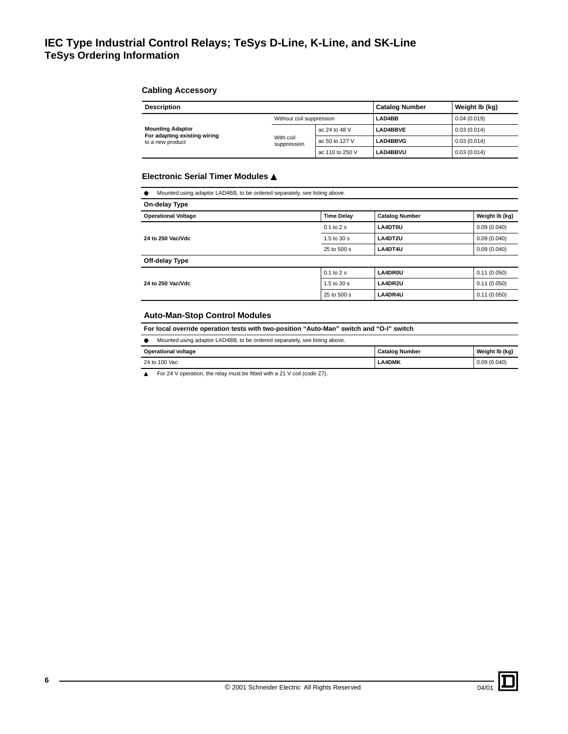# IEC Type Industrial Control Relays; TeSys D-Line, K-Line, and SK-Line
## TeSys Ordering Information

### Cabling Accessory

| Description | | | Catalog Number | Weight lb (kg) |
|---|---|---|---|---|
| **Mounting Adaptor** **For adapting existing wiring** to a new product | Without coil suppression | | **LAD4BB** | 0.04 (0.019) |
| | With coil suppression | ac 24 to 48 V | **LAD4BBVE** | 0.03 (0.014) |
| | | ac 50 to 127 V | **LAD4BBVG** | 0.03 (0.014) |
| | | ac 110 to 250 V | **LAD4BBVU** | 0.03 (0.014) |

### Electronic Serial Timer Modules ▲

● Mounted using adaptor LAD4BB, to be ordered separately, see listing above.

**On-delay Type**

| Operational Voltage | Time Delay | Catalog Number | Weight lb (kg) |
|---|---|---|---|
| **24 to 250 Vac/Vdc** | 0.1 to 2 s | **LA4DT0U** | 0.09 (0.040) |
| | 1.5 to 30 s | **LA4DT2U** | 0.09 (0.040) |
| | 25 to 500 s | **LA4DT4U** | 0.09 (0.040) |

**Off-delay Type**

| Operational Voltage | Time Delay | Catalog Number | Weight lb (kg) |
|---|---|---|---|
| **24 to 250 Vac/Vdc** | 0.1 to 2 s | **LA4DR0U** | 0.11 (0.050) |
| | 1.5 to 30 s | **LA4DR2U** | 0.11 (0.050) |
| | 25 to 500 s | **LA4DR4U** | 0.11 (0.050) |

### Auto-Man-Stop Control Modules

**For local override operation tests with two-position "Auto-Man" switch and "O-I" switch**

● Mounted using adaptor LAD4BB, to be ordered separately, see listing above.

| Operational voltage | Catalog Number | Weight lb (kg) |
|---|---|---|
| 24 to 100 Vac | **LA4DMK** | 0.09 (0.040) |

▲ For 24 V operation, the relay must be fitted with a 21 V coil (code Z7).

© 2001 Schneider Electric All Rights Reserved

04/01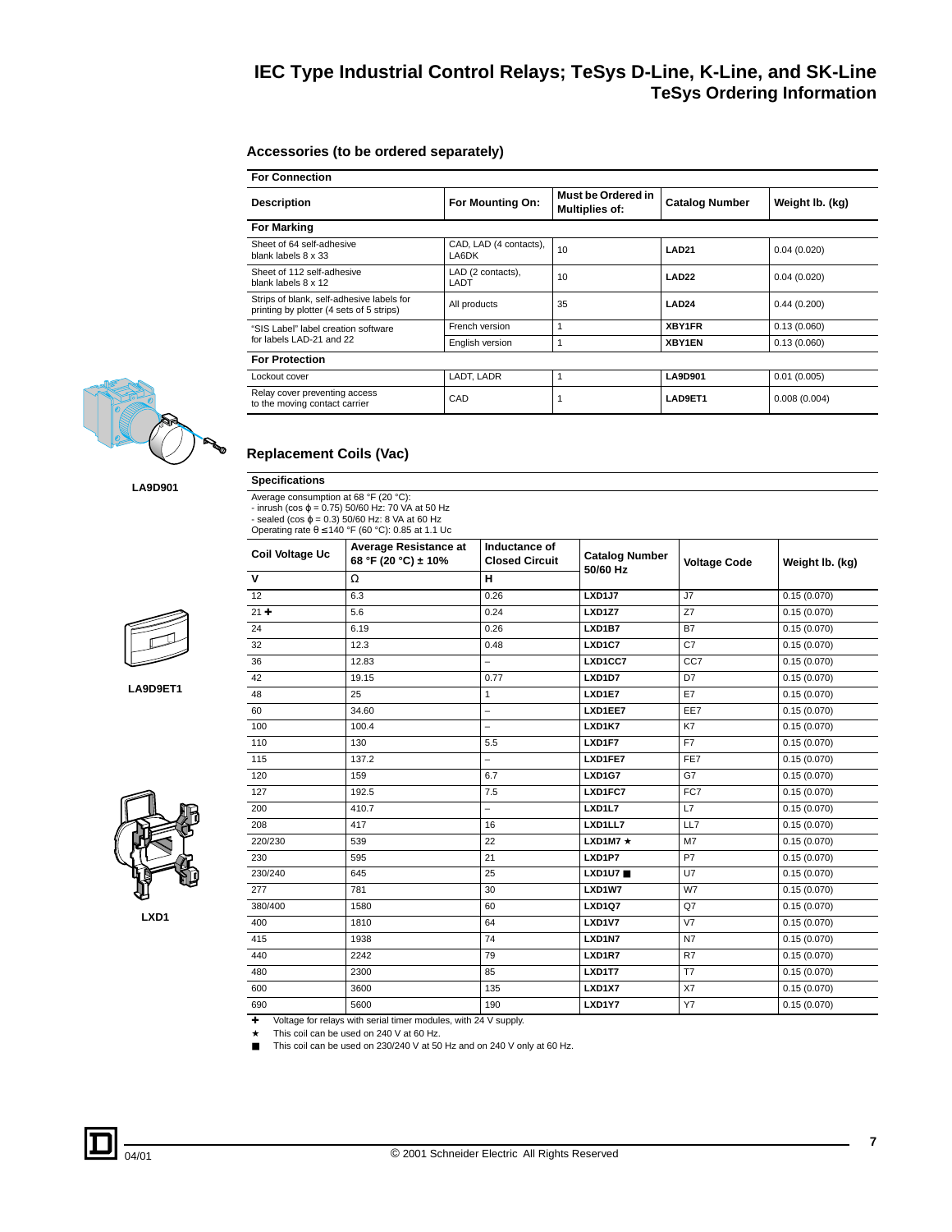# IEC Type Industrial Control Relays; TeSys D-Line, K-Line, and SK-Line
## TeSys Ordering Information

### Accessories (to be ordered separately)

| For Connection | | | | |
|---|---|---|---|---|
| **Description** | **For Mounting On:** | **Must be Ordered in Multiples of:** | **Catalog Number** | **Weight lb. (kg)** |
| **For Marking** | | | | |
| Sheet of 64 self-adhesive blank labels 8 x 33 | CAD, LAD (4 contacts), LA6DK | 10 | **LAD21** | 0.04 (0.020) |
| Sheet of 112 self-adhesive blank labels 8 x 12 | LAD (2 contacts), LADT | 10 | **LAD22** | 0.04 (0.020) |
| Strips of blank, self-adhesive labels for printing by plotter (4 sets of 5 strips) | All products | 35 | **LAD24** | 0.44 (0.200) |
| "SIS Label" label creation software for labels LAD-21 and 22 | French version | 1 | **XBY1FR** | 0.13 (0.060) |
| | English version | 1 | **XBY1EN** | 0.13 (0.060) |
| **For Protection** | | | | |
| Lockout cover | LADT, LADR | 1 | **LA9D901** | 0.01 (0.005) |
| Relay cover preventing access to the moving contact carrier | CAD | 1 | **LAD9ET1** | 0.008 (0.004) |

LA9D901

LA9D9ET1

LXD1

### Replacement Coils (Vac)

**Specifications**

Average consumption at 68 °F (20 °C):
- inrush (cos ϕ = 0.75) 50/60 Hz: 70 VA at 50 Hz
- sealed (cos ϕ = 0.3) 50/60 Hz: 8 VA at 60 Hz

Operating rate θ ≤ 140 °F (60 °C): 0.85 at 1.1 Uc

| Coil Voltage Uc | Average Resistance at 68 °F (20 °C) ± 10% | Inductance of Closed Circuit | Catalog Number 50/60 Hz | Voltage Code | Weight lb. (kg) |
|---|---|---|---|---|---|
| V | Ω | H | | | |
| 12 | 6.3 | 0.26 | **LXD1J7** | J7 | 0.15 (0.070) |
| 21 ✚ | 5.6 | 0.24 | **LXD1Z7** | Z7 | 0.15 (0.070) |
| 24 | 6.19 | 0.26 | **LXD1B7** | B7 | 0.15 (0.070) |
| 32 | 12.3 | 0.48 | **LXD1C7** | C7 | 0.15 (0.070) |
| 36 | 12.83 | – | **LXD1CC7** | CC7 | 0.15 (0.070) |
| 42 | 19.15 | 0.77 | **LXD1D7** | D7 | 0.15 (0.070) |
| 48 | 25 | 1 | **LXD1E7** | E7 | 0.15 (0.070) |
| 60 | 34.60 | – | **LXD1EE7** | EE7 | 0.15 (0.070) |
| 100 | 100.4 | – | **LXD1K7** | K7 | 0.15 (0.070) |
| 110 | 130 | 5.5 | **LXD1F7** | F7 | 0.15 (0.070) |
| 115 | 137.2 | – | **LXD1FE7** | FE7 | 0.15 (0.070) |
| 120 | 159 | 6.7 | **LXD1G7** | G7 | 0.15 (0.070) |
| 127 | 192.5 | 7.5 | **LXD1FC7** | FC7 | 0.15 (0.070) |
| 200 | 410.7 | – | **LXD1L7** | L7 | 0.15 (0.070) |
| 208 | 417 | 16 | **LXD1LL7** | LL7 | 0.15 (0.070) |
| 220/230 | 539 | 22 | **LXD1M7 ★** | M7 | 0.15 (0.070) |
| 230 | 595 | 21 | **LXD1P7** | P7 | 0.15 (0.070) |
| 230/240 | 645 | 25 | **LXD1U7 ■** | U7 | 0.15 (0.070) |
| 277 | 781 | 30 | **LXD1W7** | W7 | 0.15 (0.070) |
| 380/400 | 1580 | 60 | **LXD1Q7** | Q7 | 0.15 (0.070) |
| 400 | 1810 | 64 | **LXD1V7** | V7 | 0.15 (0.070) |
| 415 | 1938 | 74 | **LXD1N7** | N7 | 0.15 (0.070) |
| 440 | 2242 | 79 | **LXD1R7** | R7 | 0.15 (0.070) |
| 480 | 2300 | 85 | **LXD1T7** | T7 | 0.15 (0.070) |
| 600 | 3600 | 135 | **LXD1X7** | X7 | 0.15 (0.070) |
| 690 | 5600 | 190 | **LXD1Y7** | Y7 | 0.15 (0.070) |

✚ Voltage for relays with serial timer modules, with 24 V supply.

★ This coil can be used on 240 V at 60 Hz.

■ This coil can be used on 230/240 V at 50 Hz and on 240 V only at 60 Hz.

04/01 © 2001 Schneider Electric All Rights Reserved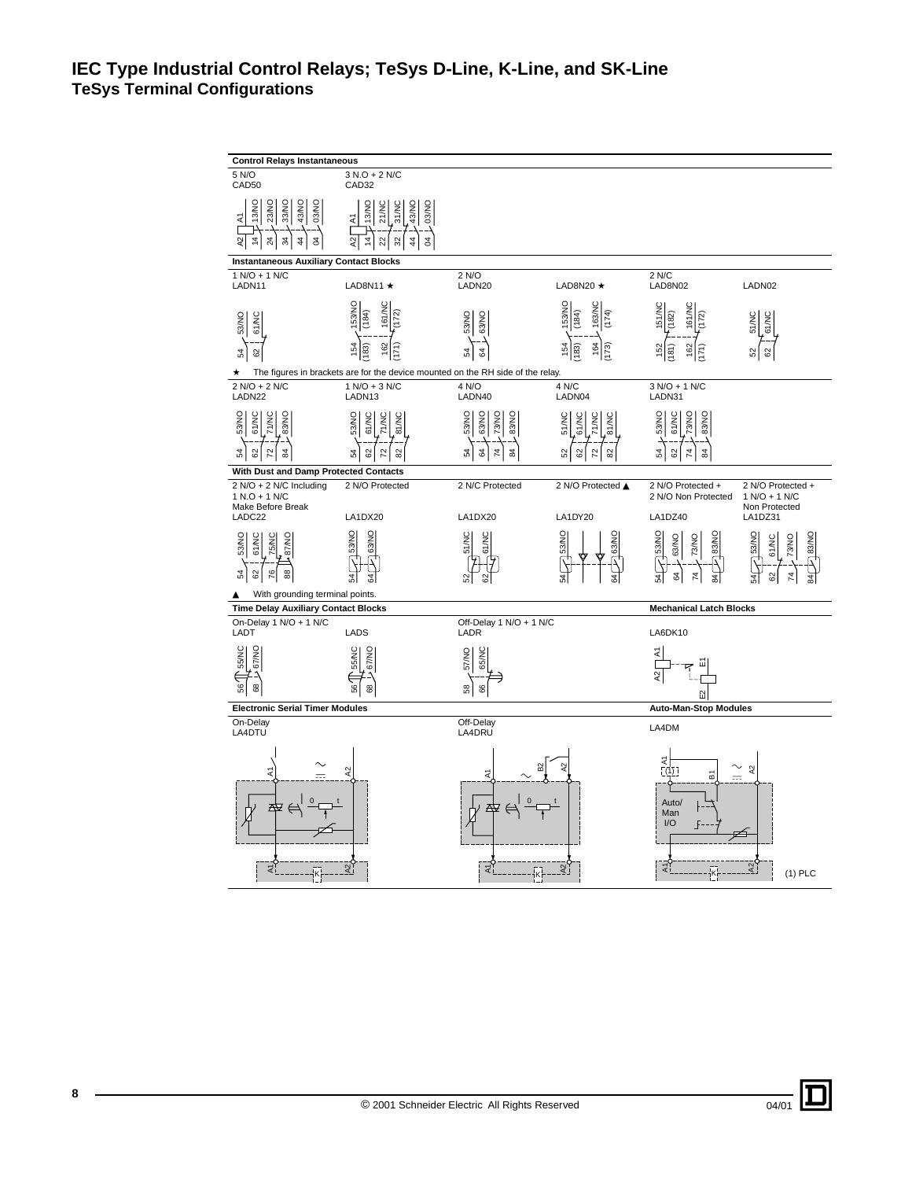# IEC Type Industrial Control Relays; TeSys D-Line, K-Line, and SK-Line
## TeSys Terminal Configurations

### Control Relays Instantaneous

| 5 N/O | 3 N.O + 2 N/C |
|---|---|
| CAD50 | CAD32 |
| A1, 13/NO, 23/NO, 33/NO, 43/NO, 03/NO / A2, 14, 24, 34, 44, 04 | A1, 13/NO, 21/NC, 31/NC, 43/NO, 03/NO / A2, 14, 22, 32, 44, 04 |

### Instantaneous Auxiliary Contact Blocks

| 1 N/O + 1 N/C | | 2 N/O | | 2 N/C | |
|---|---|---|---|---|---|
| LADN11 | LAD8N11 ★ | LADN20 | LAD8N20 ★ | LAD8N02 | LADN02 |
| 53/NO, 61/NC / 54, 62 | 153/NO (184), 161/NC (172) / 154 (183), 162 (171) | 53/NO, 63/NO / 54, 64 | 153/NO (184), 163/NC (174) / 154 (183), 164 (173) | 151/NC (182), 161/NC (172) / 152 (181), 162 (171) | 51/NC, 61/NC / 52, 62 |

★ The figures in brackets are for the device mounted on the RH side of the relay.

| 2 N/O + 2 N/C | 1 N/O + 3 N/C | 4 N/O | 4 N/C | 3 N/O + 1 N/C |
|---|---|---|---|---|
| LADN22 | LADN13 | LADN40 | LADN04 | LADN31 |
| 53/NO, 61/NC, 71/NC, 83/NO / 54, 62, 72, 84 | 53/NO, 61/NC, 71/NC, 81/NC / 54, 62, 72, 82 | 53/NO, 63/NO, 73/NO, 83/NO / 54, 64, 74, 84 | 51/NC, 61/NC, 71/NC, 81/NC / 52, 62, 72, 82 | 53/NO, 61/NC, 73/NO, 83/NO / 54, 62, 74, 84 |

### With Dust and Damp Protected Contacts

| 2 N/O + 2 N/C Including 1 N.O + 1 N/C Make Before Break | 2 N/O Protected | 2 N/C Protected | 2 N/O Protected ▲ | 2 N/O Protected + 2 N/O Non Protected | 2 N/O Protected + 1 N/O + 1 N/C Non Protected |
|---|---|---|---|---|---|
| LADC22 | LA1DX20 | LA1DX20 | LA1DY20 | LA1DZ40 | LA1DZ31 |
| 53/NO, 61/NC, 75/NC, 87/NO / 54, 62, 76, 88 | 53/NO, 63/NO / 54, 64 | 51/NC, 61/NC / 52, 62 | 53/NO, 63/NO / 54, 64 | 53/NO, 63/NO, 73/NO, 83/NO / 54, 64, 74, 84 | 53/NO, 61/NC, 73/NO, 83/NO / 54, 62, 74, 84 |

▲ With grounding terminal points.

### Time Delay Auxiliary Contact Blocks / Mechanical Latch Blocks

| On-Delay 1 N/O + 1 N/C | | Off-Delay 1 N/O + 1 N/C | |
|---|---|---|---|
| LADT | LADS | LADR | LA6DK10 |
| 55/NC, 67/NO / 56, 68 | 55/NC, 67/NO / 56, 68 | 57/NO, 65/NC / 58, 66 | A1, A2, E1, E2 |

### Electronic Serial Timer Modules / Auto-Man-Stop Modules

| On-Delay | Off-Delay | |
|---|---|---|
| LA4DTU | LA4DRU | LA4DM |
| A1, A2, 0, t, K | A1, B2, A2, 0, t, K | A1, (1), B1, A2, Auto/ Man I/O, K |

(1) PLC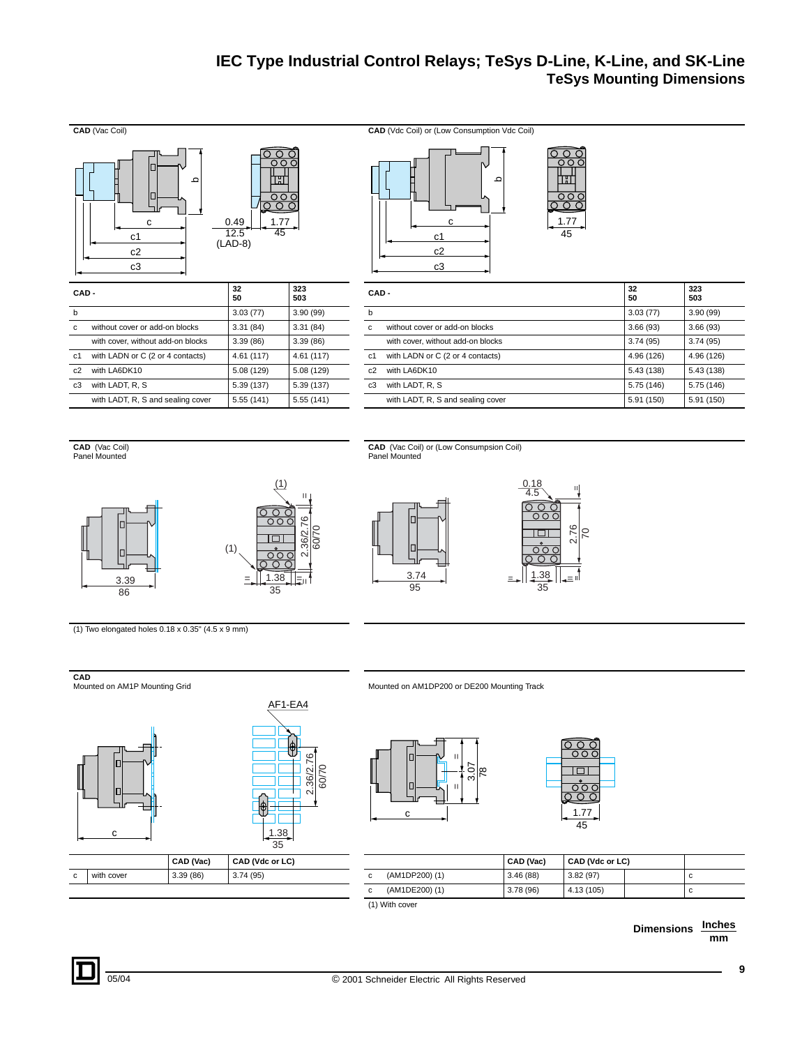# IEC Type Industrial Control Relays; TeSys D-Line, K-Line, and SK-Line
## TeSys Mounting Dimensions

**CAD** (Vac Coil)

| CAD - | | 32<br>50 | 323<br>503 |
|---|---|---|---|
| b | | 3.03 (77) | 3.90 (99) |
| c | without cover or add-on blocks | 3.31 (84) | 3.31 (84) |
| | with cover, without add-on blocks | 3.39 (86) | 3.39 (86) |
| c1 | with LADN or C (2 or 4 contacts) | 4.61 (117) | 4.61 (117) |
| c2 | with LA6DK10 | 5.08 (129) | 5.08 (129) |
| c3 | with LADT, R, S | 5.39 (137) | 5.39 (137) |
| | with LADT, R, S and sealing cover | 5.55 (141) | 5.55 (141) |

**CAD** (Vdc Coil) or (Low Consumption Vdc Coil)

| CAD - | | 32<br>50 | 323<br>503 |
|---|---|---|---|
| b | | 3.03 (77) | 3.90 (99) |
| c | without cover or add-on blocks | 3.66 (93) | 3.66 (93) |
| | with cover, without add-on blocks | 3.74 (95) | 3.74 (95) |
| c1 | with LADN or C (2 or 4 contacts) | 4.96 (126) | 4.96 (126) |
| c2 | with LA6DK10 | 5.43 (138) | 5.43 (138) |
| c3 | with LADT, R, S | 5.75 (146) | 5.75 (146) |
| | with LADT, R, S and sealing cover | 5.91 (150) | 5.91 (150) |

**CAD** (Vac Coil)
Panel Mounted

(1) Two elongated holes 0.18 x 0.35" (4.5 x 9 mm)

**CAD** (Vac Coil) or (Low Consumpsion Coil)
Panel Mounted

**CAD**
Mounted on AM1P Mounting Grid

| | | CAD (Vac) | CAD (Vdc or LC) |
|---|---|---|---|
| c | with cover | 3.39 (86) | 3.74 (95) |

Mounted on AM1DP200 or DE200 Mounting Track

| | | CAD (Vac) | CAD (Vdc or LC) | | |
|---|---|---|---|---|---|
| c | (AM1DP200) (1) | 3.46 (88) | 3.82 (97) | | c |
| c | (AM1DE200) (1) | 3.78 (96) | 4.13 (105) | | c |

(1) With cover

Dimensions: Inches / mm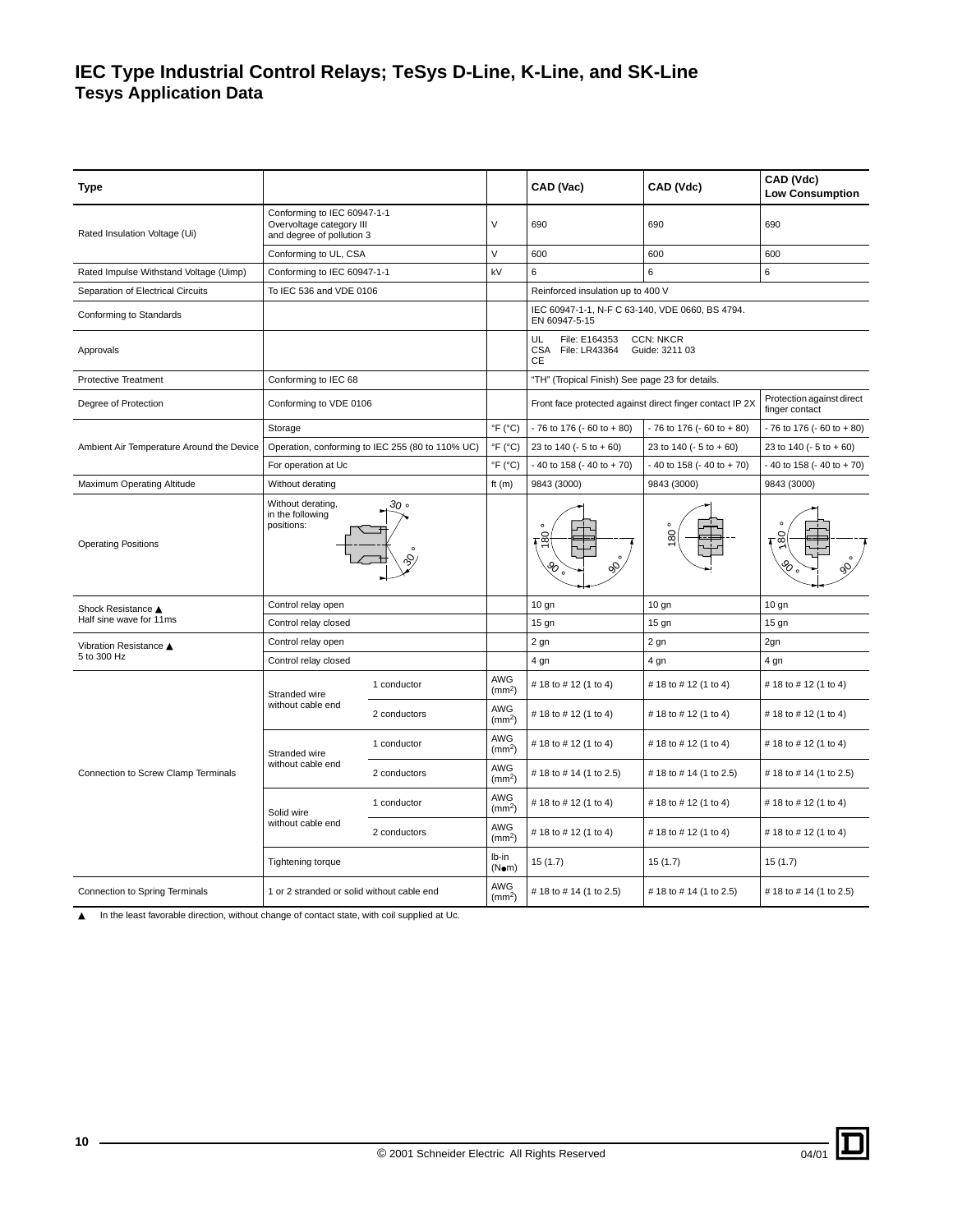# IEC Type Industrial Control Relays; TeSys D-Line, K-Line, and SK-Line
## Tesys Application Data

| Type | | | | CAD (Vac) | CAD (Vdc) | CAD (Vdc) Low Consumption |
|---|---|---|---|---|---|---|
| Rated Insulation Voltage (Ui) | Conforming to IEC 60947-1-1 Overvoltage category III and degree of pollution 3 | | V | 690 | 690 | 690 |
| | Conforming to UL, CSA | | V | 600 | 600 | 600 |
| Rated Impulse Withstand Voltage (Uimp) | Conforming to IEC 60947-1-1 | | kV | 6 | 6 | 6 |
| Separation of Electrical Circuits | To IEC 536 and VDE 0106 | | | Reinforced insulation up to 400 V | | |
| Conforming to Standards | | | | IEC 60947-1-1, N-F C 63-140, VDE 0660, BS 4794. EN 60947-5-15 | | |
| Approvals | | | | UL File: E164353 CCN: NKCR<br>CSA File: LR43364 Guide: 3211 03<br>CE | | |
| Protective Treatment | Conforming to IEC 68 | | | "TH" (Tropical Finish) See page 23 for details. | | |
| Degree of Protection | Conforming to VDE 0106 | | | Front face protected against direct finger contact IP 2X | | Protection against direct finger contact |
| Ambient Air Temperature Around the Device | Storage | | °F (°C) | - 76 to 176 (- 60 to + 80) | - 76 to 176 (- 60 to + 80) | - 76 to 176 (- 60 to + 80) |
| | Operation, conforming to IEC 255 (80 to 110% UC) | | °F (°C) | 23 to 140 (- 5 to + 60) | 23 to 140 (- 5 to + 60) | 23 to 140 (- 5 to + 60) |
| | For operation at Uc | | °F (°C) | - 40 to 158 (- 40 to + 70) | - 40 to 158 (- 40 to + 70) | - 40 to 158 (- 40 to + 70) |
| Maximum Operating Altitude | Without derating | | ft (m) | 9843 (3000) | 9843 (3000) | 9843 (3000) |
| Operating Positions | Without derating, in the following positions: 30°, 30° | | | 180°, 90°, 90° | 180° | 180°, 90°, 90° |
| Shock Resistance ▲ Half sine wave for 11ms | Control relay open | | | 10 gn | 10 gn | 10 gn |
| | Control relay closed | | | 15 gn | 15 gn | 15 gn |
| Vibration Resistance ▲ 5 to 300 Hz | Control relay open | | | 2 gn | 2 gn | 2gn |
| | Control relay closed | | | 4 gn | 4 gn | 4 gn |
| Connection to Screw Clamp Terminals | Stranded wire without cable end | 1 conductor | AWG ($mm^2$) | # 18 to # 12 (1 to 4) | # 18 to # 12 (1 to 4) | # 18 to # 12 (1 to 4) |
| | | 2 conductors | AWG ($mm^2$) | # 18 to # 12 (1 to 4) | # 18 to # 12 (1 to 4) | # 18 to # 12 (1 to 4) |
| | Stranded wire without cable end | 1 conductor | AWG ($mm^2$) | # 18 to # 12 (1 to 4) | # 18 to # 12 (1 to 4) | # 18 to # 12 (1 to 4) |
| | | 2 conductors | AWG ($mm^2$) | # 18 to # 14 (1 to 2.5) | # 18 to # 14 (1 to 2.5) | # 18 to # 14 (1 to 2.5) |
| | Solid wire without cable end | 1 conductor | AWG ($mm^2$) | # 18 to # 12 (1 to 4) | # 18 to # 12 (1 to 4) | # 18 to # 12 (1 to 4) |
| | | 2 conductors | AWG ($mm^2$) | # 18 to # 12 (1 to 4) | # 18 to # 12 (1 to 4) | # 18 to # 12 (1 to 4) |
| | Tightening torque | | lb-in (N•m) | 15 (1.7) | 15 (1.7) | 15 (1.7) |
| Connection to Spring Terminals | 1 or 2 stranded or solid without cable end | | AWG ($mm^2$) | # 18 to # 14 (1 to 2.5) | # 18 to # 14 (1 to 2.5) | # 18 to # 14 (1 to 2.5) |

▲ In the least favorable direction, without change of contact state, with coil supplied at Uc.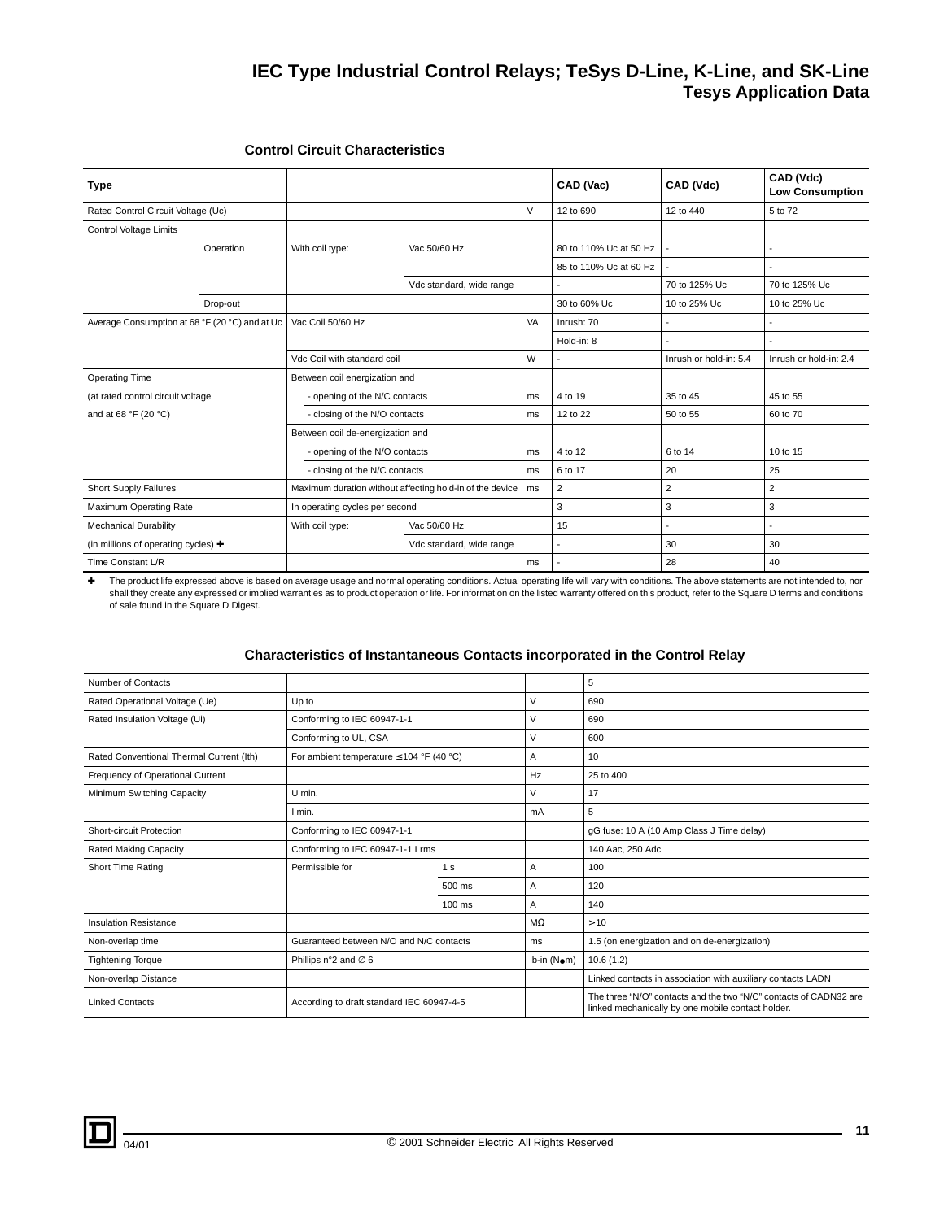# IEC Type Industrial Control Relays; TeSys D-Line, K-Line, and SK-Line
## Tesys Application Data

### Control Circuit Characteristics

| Type | | | | | CAD (Vac) | CAD (Vdc) | CAD (Vdc) Low Consumption |
|---|---|---|---|---|---|---|---|
| Rated Control Circuit Voltage (Uc) | | | | V | 12 to 690 | 12 to 440 | 5 to 72 |
| Control Voltage Limits | | | | | | | |
| | Operation | With coil type: | Vac 50/60 Hz | | 80 to 110% Uc at 50 Hz | - | - |
| | | | | | 85 to 110% Uc at 60 Hz | - | - |
| | | | Vdc standard, wide range | | - | 70 to 125% Uc | 70 to 125% Uc |
| | Drop-out | | | | 30 to 60% Uc | 10 to 25% Uc | 10 to 25% Uc |
| Average Consumption at 68 °F (20 °C) and at Uc | | Vac Coil 50/60 Hz | | VA | Inrush: 70 | - | - |
| | | | | | Hold-in: 8 | - | - |
| | | Vdc Coil with standard coil | | W | - | Inrush or hold-in: 5.4 | Inrush or hold-in: 2.4 |
| Operating Time | | Between coil energization and | | | | | |
| (at rated control circuit voltage | | - opening of the N/C contacts | | ms | 4 to 19 | 35 to 45 | 45 to 55 |
| and at 68 °F (20 °C) | | - closing of the N/O contacts | | ms | 12 to 22 | 50 to 55 | 60 to 70 |
| | | Between coil de-energization and | | | | | |
| | | - opening of the N/O contacts | | ms | 4 to 12 | 6 to 14 | 10 to 15 |
| | | - closing of the N/C contacts | | ms | 6 to 17 | 20 | 25 |
| Short Supply Failures | | Maximum duration without affecting hold-in of the device | | ms | 2 | 2 | 2 |
| Maximum Operating Rate | | In operating cycles per second | | | 3 | 3 | 3 |
| Mechanical Durability | | With coil type: | Vac 50/60 Hz | | 15 | - | - |
| (in millions of operating cycles) ✚ | | | Vdc standard, wide range | | - | 30 | 30 |
| Time Constant L/R | | | | ms | - | 28 | 40 |

✚ The product life expressed above is based on average usage and normal operating conditions. Actual operating life will vary with conditions. The above statements are not intended to, nor shall they create any expressed or implied warranties as to product operation or life. For information on the listed warranty offered on this product, refer to the Square D terms and conditions of sale found in the Square D Digest.

### Characteristics of Instantaneous Contacts incorporated in the Control Relay

| | | | | |
|---|---|---|---|---|
| Number of Contacts | | | | 5 |
| Rated Operational Voltage (Ue) | Up to | | V | 690 |
| Rated Insulation Voltage (Ui) | Conforming to IEC 60947-1-1 | | V | 690 |
| | Conforming to UL, CSA | | V | 600 |
| Rated Conventional Thermal Current (Ith) | For ambient temperature ≤ 104 °F (40 °C) | | A | 10 |
| Frequency of Operational Current | | | Hz | 25 to 400 |
| Minimum Switching Capacity | U min. | | V | 17 |
| | I min. | | mA | 5 |
| Short-circuit Protection | Conforming to IEC 60947-1-1 | | | gG fuse: 10 A (10 Amp Class J Time delay) |
| Rated Making Capacity | Conforming to IEC 60947-1-1 I rms | | | 140 Aac, 250 Adc |
| Short Time Rating | Permissible for | 1 s | A | 100 |
| | | 500 ms | A | 120 |
| | | 100 ms | A | 140 |
| Insulation Resistance | | | MΩ | >10 |
| Non-overlap time | Guaranteed between N/O and N/C contacts | | ms | 1.5 (on energization and on de-energization) |
| Tightening Torque | Phillips n°2 and ∅ 6 | | lb-in (N●m) | 10.6 (1.2) |
| Non-overlap Distance | | | | Linked contacts in association with auxiliary contacts LADN |
| Linked Contacts | According to draft standard IEC 60947-4-5 | | | The three "N/O" contacts and the two "N/C" contacts of CADN32 are linked mechanically by one mobile contact holder. |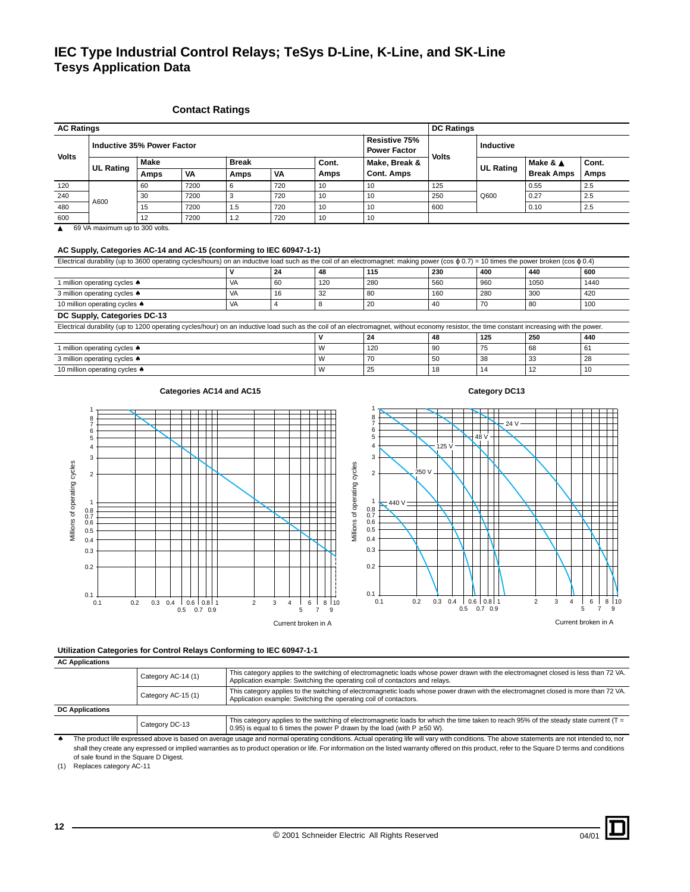# IEC Type Industrial Control Relays; TeSys D-Line, K-Line, and SK-Line
## Tesys Application Data

### Contact Ratings

| AC Ratings | | | | | | | | DC Ratings | | | |
|---|---|---|---|---|---|---|---|---|---|---|---|
| Volts | Inductive 35% Power Factor | | | | | | Resistive 75% Power Factor | Volts | Inductive | | |
| | UL Rating | Make | | Break | | Cont. | Make, Break & | | UL Rating | Make & ▲ | Cont. |
| | | Amps | VA | Amps | VA | Amps | Cont. Amps | | | Break Amps | Amps |
| 120 | A600 | 60 | 7200 | 6 | 720 | 10 | 10 | 125 | Q600 | 0.55 | 2.5 |
| 240 | | 30 | 7200 | 3 | 720 | 10 | 10 | 250 | | 0.27 | 2.5 |
| 480 | | 15 | 7200 | 1.5 | 720 | 10 | 10 | 600 | | 0.10 | 2.5 |
| 600 | | 12 | 7200 | 1.2 | 720 | 10 | 10 | | | | |

▲ 69 VA maximum up to 300 volts.

#### AC Supply, Categories AC-14 and AC-15 (conforming to IEC 60947-1-1)

Electrical durability (up to 3600 operating cycles/hours) on an inductive load such as the coil of an electromagnet: making power (cos ϕ 0.7) = 10 times the power broken (cos ϕ 0.4)

| | V | 24 | 48 | 115 | 230 | 400 | 440 | 600 |
|---|---|---|---|---|---|---|---|---|
| 1 million operating cycles ♠ | VA | 60 | 120 | 280 | 560 | 960 | 1050 | 1440 |
| 3 million operating cycles ♠ | VA | 16 | 32 | 80 | 160 | 280 | 300 | 420 |
| 10 million operating cycles ♠ | VA | 4 | 8 | 20 | 40 | 70 | 80 | 100 |

#### DC Supply, Categories DC-13

Electrical durability (up to 1200 operating cycles/hour) on an inductive load such as the coil of an electromagnet, without economy resistor, the time constant increasing with the power.

| | V | 24 | 48 | 125 | 250 | 440 |
|---|---|---|---|---|---|---|
| 1 million operating cycles ♠ | W | 120 | 90 | 75 | 68 | 61 |
| 3 million operating cycles ♠ | W | 70 | 50 | 38 | 33 | 28 |
| 10 million operating cycles ♠ | W | 25 | 18 | 14 | 12 | 10 |

**Categories AC14 and AC15**

**Category DC13**

#### Utilization Categories for Control Relays Conforming to IEC 60947-1-1

| AC Applications | | |
|---|---|---|
| | Category AC-14 (1) | This category applies to the switching of electromagnetic loads whose power drawn with the electromagnet closed is less than 72 VA. Application example: Switching the operating coil of contactors and relays. |
| | Category AC-15 (1) | This category applies to the switching of electromagnetic loads whose power drawn with the electromagnet closed is more than 72 VA. Application example: Switching the operating coil of contactors. |
| **DC Applications** | | |
| | Category DC-13 | This category applies to the switching of electromagnetic loads for which the time taken to reach 95% of the steady state current (T = 0.95) is equal to 6 times the power P drawn by the load (with P ≥ 50 W). |

♠ The product life expressed above is based on average usage and normal operating conditions. Actual operating life will vary with conditions. The above statements are not intended to, nor shall they create any expressed or implied warranties as to product operation or life. For information on the listed warranty offered on this product, refer to the Square D terms and conditions of sale found in the Square D Digest.

(1) Replaces category AC-11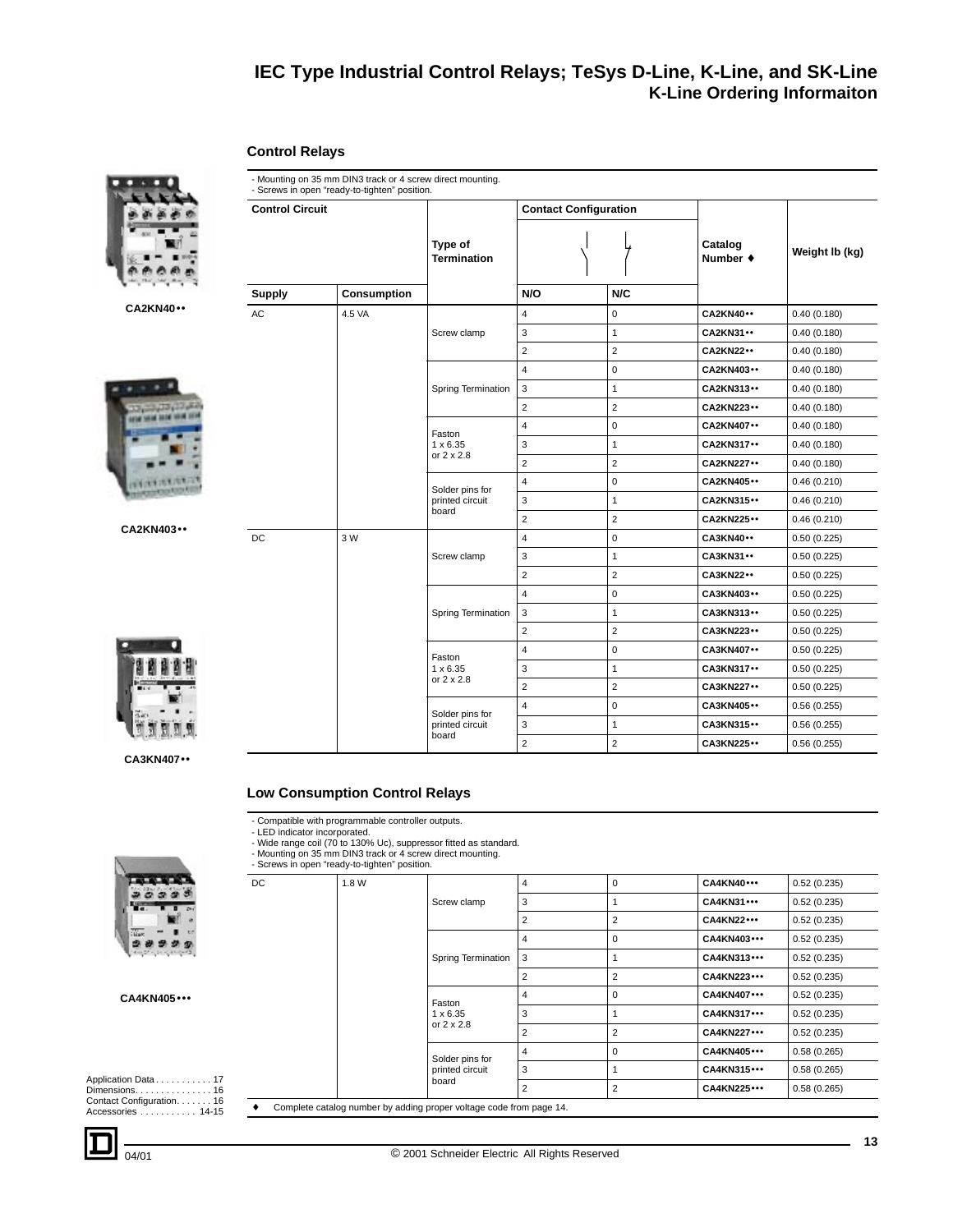# IEC Type Industrial Control Relays; TeSys D-Line, K-Line, and SK-Line
## K-Line Ordering Informaiton

### Control Relays

CA2KN40••

CA2KN403••

CA3KN407••

- Mounting on 35 mm DIN3 track or 4 screw direct mounting.
- Screws in open "ready-to-tighten" position.

| Control Circuit | | Type of Termination | Contact Configuration | | Catalog Number ♦ | Weight lb (kg) |
|---|---|---|---|---|---|---|
| Supply | Consumption | | N/O | N/C | | |
| AC | 4.5 VA | Screw clamp | 4 | 0 | CA2KN40•• | 0.40 (0.180) |
| | | | 3 | 1 | CA2KN31•• | 0.40 (0.180) |
| | | | 2 | 2 | CA2KN22•• | 0.40 (0.180) |
| | | Spring Termination | 4 | 0 | CA2KN403•• | 0.40 (0.180) |
| | | | 3 | 1 | CA2KN313•• | 0.40 (0.180) |
| | | | 2 | 2 | CA2KN223•• | 0.40 (0.180) |
| | | Faston 1 x 6.35 or 2 x 2.8 | 4 | 0 | CA2KN407•• | 0.40 (0.180) |
| | | | 3 | 1 | CA2KN317•• | 0.40 (0.180) |
| | | | 2 | 2 | CA2KN227•• | 0.40 (0.180) |
| | | Solder pins for printed circuit board | 4 | 0 | CA2KN405•• | 0.46 (0.210) |
| | | | 3 | 1 | CA2KN315•• | 0.46 (0.210) |
| | | | 2 | 2 | CA2KN225•• | 0.46 (0.210) |
| DC | 3 W | Screw clamp | 4 | 0 | CA3KN40•• | 0.50 (0.225) |
| | | | 3 | 1 | CA3KN31•• | 0.50 (0.225) |
| | | | 2 | 2 | CA3KN22•• | 0.50 (0.225) |
| | | Spring Termination | 4 | 0 | CA3KN403•• | 0.50 (0.225) |
| | | | 3 | 1 | CA3KN313•• | 0.50 (0.225) |
| | | | 2 | 2 | CA3KN223•• | 0.50 (0.225) |
| | | Faston 1 x 6.35 or 2 x 2.8 | 4 | 0 | CA3KN407•• | 0.50 (0.225) |
| | | | 3 | 1 | CA3KN317•• | 0.50 (0.225) |
| | | | 2 | 2 | CA3KN227•• | 0.50 (0.225) |
| | | Solder pins for printed circuit board | 4 | 0 | CA3KN405•• | 0.56 (0.255) |
| | | | 3 | 1 | CA3KN315•• | 0.56 (0.255) |
| | | | 2 | 2 | CA3KN225•• | 0.56 (0.255) |

### Low Consumption Control Relays

CA4KN405•••

- Compatible with programmable controller outputs.
- LED indicator incorporated.
- Wide range coil (70 to 130% Uc), suppressor fitted as standard.
- Mounting on 35 mm DIN3 track or 4 screw direct mounting.
- Screws in open "ready-to-tighten" position.

| Supply | Consumption | Type of Termination | N/O | N/C | Catalog Number ♦ | Weight lb (kg) |
|---|---|---|---|---|---|---|
| DC | 1.8 W | Screw clamp | 4 | 0 | CA4KN40••• | 0.52 (0.235) |
| | | | 3 | 1 | CA4KN31••• | 0.52 (0.235) |
| | | | 2 | 2 | CA4KN22••• | 0.52 (0.235) |
| | | Spring Termination | 4 | 0 | CA4KN403••• | 0.52 (0.235) |
| | | | 3 | 1 | CA4KN313••• | 0.52 (0.235) |
| | | | 2 | 2 | CA4KN223••• | 0.52 (0.235) |
| | | Faston 1 x 6.35 or 2 x 2.8 | 4 | 0 | CA4KN407••• | 0.52 (0.235) |
| | | | 3 | 1 | CA4KN317••• | 0.52 (0.235) |
| | | | 2 | 2 | CA4KN227••• | 0.52 (0.235) |
| | | Solder pins for printed circuit board | 4 | 0 | CA4KN405••• | 0.58 (0.265) |
| | | | 3 | 1 | CA4KN315••• | 0.58 (0.265) |
| | | | 2 | 2 | CA4KN225••• | 0.58 (0.265) |

♦ Complete catalog number by adding proper voltage code from page 14.

Application Data . . . . . . . . . . . 17
Dimensions. . . . . . . . . . . . . . . 16
Contact Configuration. . . . . . . 16
Accessories . . . . . . . . . . . 14-15

04/01

© 2001 Schneider Electric All Rights Reserved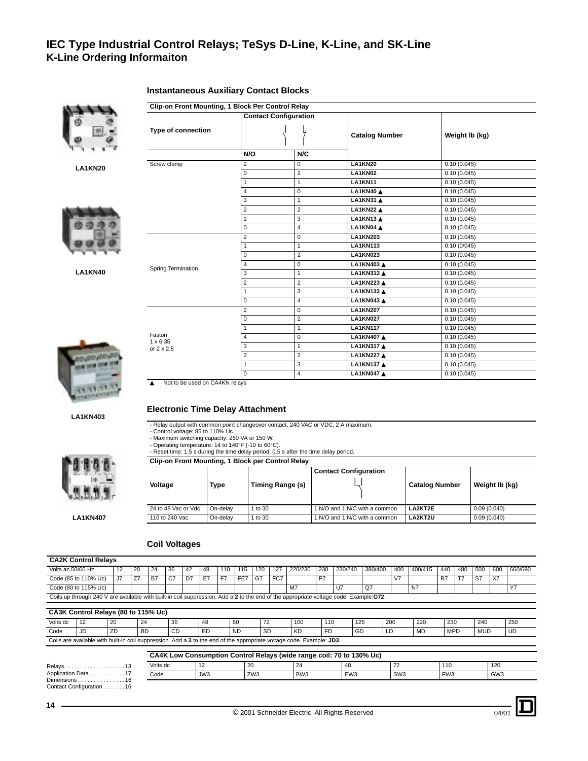# IEC Type Industrial Control Relays; TeSys D-Line, K-Line, and SK-Line
## K-Line Ordering Informaiton

LA1KN20

LA1KN40

LA1KN403

LA1KN407

### Instantaneous Auxiliary Contact Blocks

**Clip-on Front Mounting, 1 Block Per Control Relay**

| Type of connection | Contact Configuration | | Catalog Number | Weight lb (kg) |
|---|---|---|---|---|
| | N/O | N/C | | |
| Screw clamp | 2 | 0 | **LA1KN20** | 0.10 (0.045) |
| | 0 | 2 | **LA1KN02** | 0.10 (0.045) |
| | 1 | 1 | **LA1KN11** | 0.10 (0.045) |
| | 4 | 0 | **LA1KN40 ▲** | 0.10 (0.045) |
| | 3 | 1 | **LA1KN31 ▲** | 0.10 (0.045) |
| | 2 | 2 | **LA1KN22 ▲** | 0.10 (0.045) |
| | 1 | 3 | **LA1KN13 ▲** | 0.10 (0.045) |
| | 0 | 4 | **LA1KN04 ▲** | 0.10 (0.045) |
| Spring Termination | 2 | 0 | **LA1KN203** | 0.10 (0.045) |
| | 1 | 1 | **LA1KN113** | 0.10 (0/045) |
| | 0 | 2 | **LA1KN023** | 0.10 (0.045) |
| | 4 | 0 | **LA1KN403 ▲** | 0.10 (0.045) |
| | 3 | 1 | **LA1KN313 ▲** | 0.10 (0.045) |
| | 2 | 2 | **LA1KN223 ▲** | 0.10 (0.045) |
| | 1 | 3 | **LA1KN133 ▲** | 0.10 (0.045) |
| | 0 | 4 | **LA1KN043 ▲** | 0.10 (0.045) |
| Faston 1 x 6.35 or 2 x 2.8 | 2 | 0 | **LA1KN207** | 0.10 (0.045) |
| | 0 | 2 | **LA1KN027** | 0.10 (0.045) |
| | 1 | 1 | **LA1KN117** | 0.10 (0.045) |
| | 4 | 0 | **LA1KN407 ▲** | 0.10 (0.045) |
| | 3 | 1 | **LA1KN317 ▲** | 0.10 (0.045) |
| | 2 | 2 | **LA1KN227 ▲** | 0.10 (0.045) |
| | 1 | 3 | **LA1KN137 ▲** | 0.10 (0.045) |
| | 0 | 4 | **LA1KN047 ▲** | 0.10 (0.045) |

▲ Not to be used on CA4KN relays

### Electronic Time Delay Attachment

- Relay output with common point changeover contact, 240 VAC or VDC, 2 A maximum.
- Control voltage: 85 to 110% Uc.
- Maximum switching capacity: 250 VA or 150 W.
- Operating temperature: 14 to 140°F (-10 to 60°C).
- Reset time: 1.5 s during the time delay period, 0.5 s after the time delay period.

**Clip-on Front Mounting, 1 Block per Control Relay**

| Voltage | Type | Timing Range (s) | Contact Configuration | Catalog Number | Weight lb (kg) |
|---|---|---|---|---|---|
| 24 to 48 Vac or Vdc | On-delay | 1 to 30 | 1 N/O and 1 N/C with a common | **LA2KT2E** | 0.09 (0.040) |
| 110 to 240 Vac | On-delay | 1 to 30 | 1 N/O and 1 N/C with a common | **LA2KT2U** | 0.09 (0.040) |

### Coil Voltages

**CA2K Control Relays**

| Volts ac 50/60 Hz | 12 | 20 | 24 | 36 | 42 | 48 | 110 | 115 | 120 | 127 | 220/230 | 230 | 230/240 | 380/400 | 400 | 400/415 | 440 | 480 | 500 | 600 | 660/690 |
|---|---|---|---|---|---|---|---|---|---|---|---|---|---|---|---|---|---|---|---|---|---|
| Code (85 to 110% Uc) | J7 | Z7 | B7 | C7 | D7 | E7 | F7 | FE7 | G7 | FC7 | | P7 | | | V7 | | R7 | T7 | S7 | X7 | |
| Code (80 to 115% Uc) | | | | | | | | | | | M7 | | U7 | Q7 | | N7 | | | | | Y7 |

Coils up through 240 V are available with built-in coil suppression. Add a 2 to the end of the appropriate voltage code. Example:**G72**.

**CA3K Control Relays (80 to 115% Uc)**

| Volts dc | 12 | 20 | 24 | 36 | 48 | 60 | 72 | 100 | 110 | 125 | 200 | 220 | 230 | 240 | 250 |
|---|---|---|---|---|---|---|---|---|---|---|---|---|---|---|---|
| Code | JD | ZD | BD | CD | ED | ND | SD | KD | FD | GD | LD | MD | MPD | MUD | UD |

Coils are available with built-in coil suppression. Add a **3** to the end of the appropriate voltage code. Example: **JD3**.

**CA4K Low Consumption Control Relays (wide range coil: 70 to 130% Uc)**

| Volts dc | 12 | 20 | 24 | 48 | 72 | 110 | 120 |
|---|---|---|---|---|---|---|---|
| Code | JW3 | ZW3 | BW3 | EW3 | SW3 | FW3 | GW3 |

Relays . . . . . . . . . . . . . . . . . . .13
Application Data . . . . . . . . . . .17
Dimensions . . . . . . . . . . . . . . .16
Contact Configuration . . . . . . .16

© 2001 Schneider Electric All Rights Reserved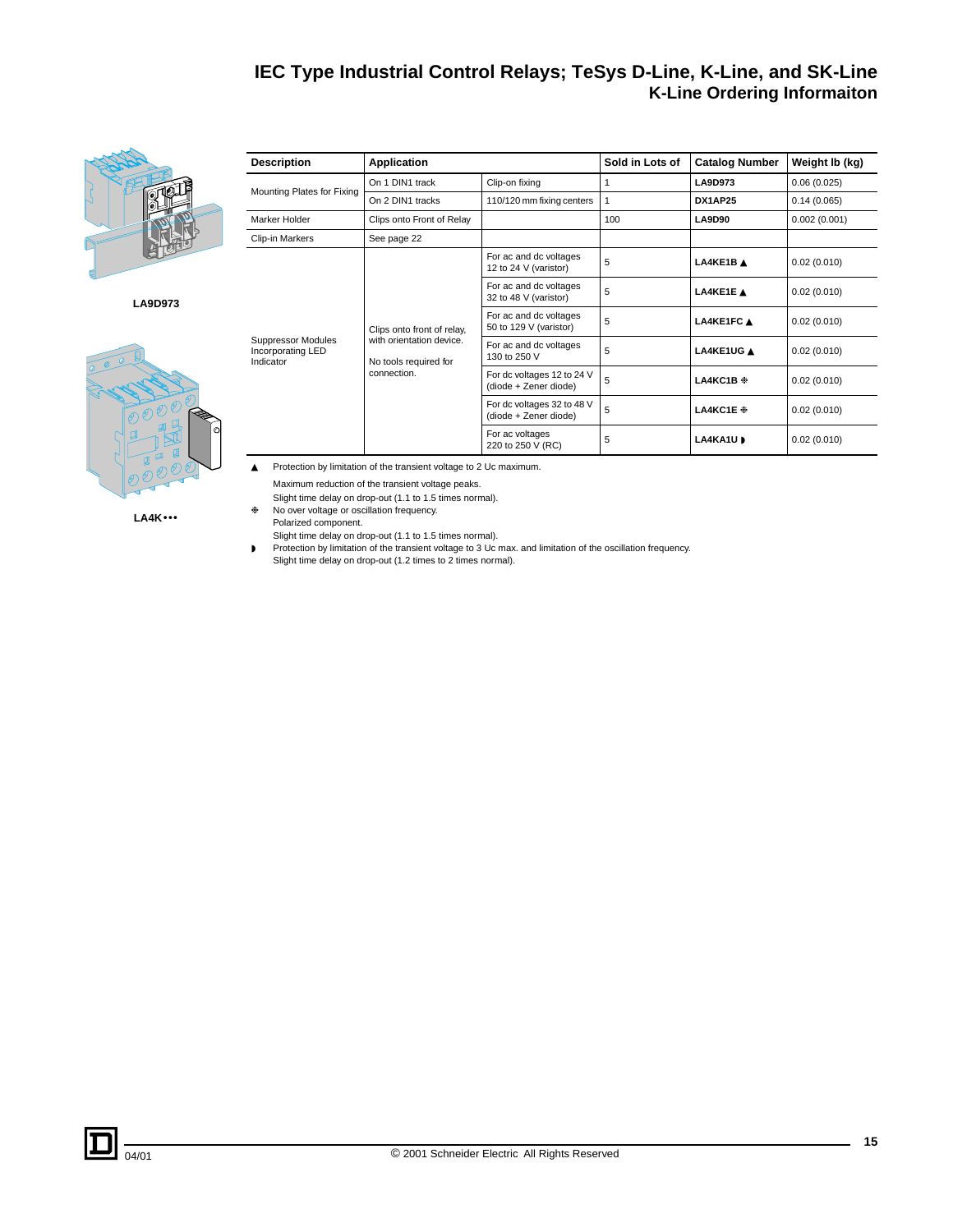# IEC Type Industrial Control Relays; TeSys D-Line, K-Line, and SK-Line

## K-Line Ordering Informaiton

LA9D973

LA4K•••

| Description | Application | | Sold in Lots of | Catalog Number | Weight lb (kg) |
|---|---|---|---|---|---|
| Mounting Plates for Fixing | On 1 DIN1 track | Clip-on fixing | 1 | **LA9D973** | 0.06 (0.025) |
| | On 2 DIN1 tracks | 110/120 mm fixing centers | 1 | **DX1AP25** | 0.14 (0.065) |
| Marker Holder | Clips onto Front of Relay | | 100 | **LA9D90** | 0.002 (0.001) |
| Clip-in Markers | See page 22 | | | | |
| Suppressor Modules Incorporating LED Indicator | Clips onto front of relay, with orientation device. No tools required for connection. | For ac and dc voltages 12 to 24 V (varistor) | 5 | **LA4KE1B** ▲ | 0.02 (0.010) |
| | | For ac and dc voltages 32 to 48 V (varistor) | 5 | **LA4KE1E** ▲ | 0.02 (0.010) |
| | | For ac and dc voltages 50 to 129 V (varistor) | 5 | **LA4KE1FC** ▲ | 0.02 (0.010) |
| | | For ac and dc voltages 130 to 250 V | 5 | **LA4KE1UG** ▲ | 0.02 (0.010) |
| | | For dc voltages 12 to 24 V (diode + Zener diode) | 5 | **LA4KC1B** ❈ | 0.02 (0.010) |
| | | For dc voltages 32 to 48 V (diode + Zener diode) | 5 | **LA4KC1E** ❈ | 0.02 (0.010) |
| | | For ac voltages 220 to 250 V (RC) | 5 | **LA4KA1U** ◗ | 0.02 (0.010) |

▲ Protection by limitation of the transient voltage to 2 Uc maximum.
Maximum reduction of the transient voltage peaks.
Slight time delay on drop-out (1.1 to 1.5 times normal).

❈ No over voltage or oscillation frequency.
Polarized component.
Slight time delay on drop-out (1.1 to 1.5 times normal).

◗ Protection by limitation of the transient voltage to 3 Uc max. and limitation of the oscillation frequency.
Slight time delay on drop-out (1.2 times to 2 times normal).

04/01 © 2001 Schneider Electric All Rights Reserved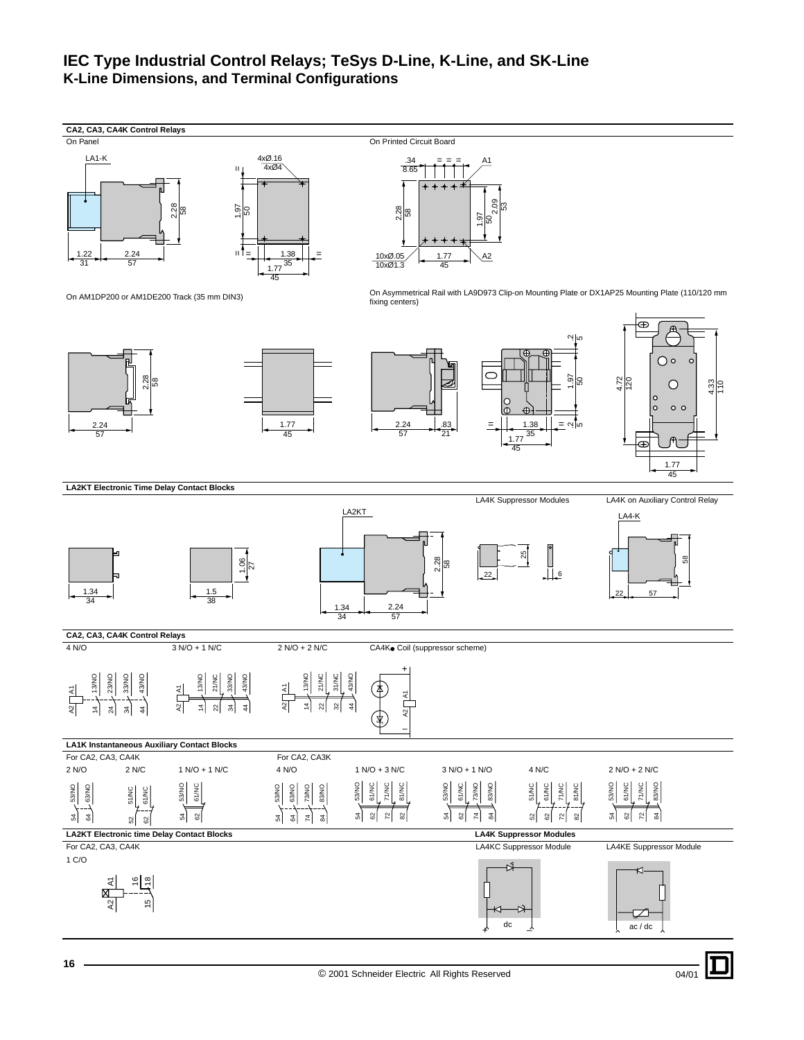# IEC Type Industrial Control Relays; TeSys D-Line, K-Line, and SK-Line
## K-Line Dimensions, and Terminal Configurations

### CA2, CA3, CA4K Control Relays

On Panel

LA1-K

4xØ.16
4xØ4

2.28
58

1.97
50

1.22
31

2.24
57

1.38
35

1.77
45

On Printed Circuit Board

.34
8.65

A1

2.28
58

1.97
50

2.09
53

10xØ.05
10xØ1.3

1.77
45

A2

On AM1DP200 or AM1DE200 Track (35 mm DIN3)

2.28
58

2.24
57

1.77
45

On Asymmetrical Rail with LA9D973 Clip-on Mounting Plate or DX1AP25 Mounting Plate (110/120 mm fixing centers)

2.24
57

.83
21

.2
5

1.97
50

1.38
35

1.77
45

4.72
120

4.33
110

1.77
45

### LA2KT Electronic Time Delay Contact Blocks

1.34
34

1.06
27

1.5
38

LA2KT

2.28
58

1.34
34

2.24
57

LA4K Suppressor Modules

25

22

6

LA4K on Auxiliary Control Relay

LA4-K

58

22

57

### CA2, CA3, CA4K Control Relays

4 N/O — A1/A2, 13/NO–14, 23/NO–24, 33/NO–34, 43/NO–44

3 N/O + 1 N/C — A1/A2, 13/NO–14, 21/NC–22, 33/NO–34, 43/NO–44

2 N/O + 2 N/C — A1/A2, 13/NO–14, 21/NC–22, 31/NC–32, 43/NO–44

CA4K● Coil (suppressor scheme) — +, A1, A2, –

### LA1K Instantaneous Auxiliary Contact Blocks

For CA2, CA3, CA4K

2 N/O — 53/NO–54, 63/NO–64

2 N/C — 51/NC–52, 61/NC–62

1 N/O + 1 N/C — 53/NO–54, 61/NC–62

For CA2, CA3K

4 N/O — 53/NO–54, 63/NO–64, 73/NO–74, 83/NO–84

1 N/O + 3 N/C — 53/NO–54, 61/NC–62, 71/NC–72, 81/NC–82

3 N/O + 1 N/O — 53/NO–54, 61/NC–62, 73/NO–74, 83/NO–84

4 N/C — 51/NC–52, 61/NC–62, 71/NC–72, 81/NC–82

2 N/O + 2 N/C — 53/NO–54, 61/NC–62, 71/NC–72, 83/NO–84

### LA2KT Electronic time Delay Contact Blocks

For CA2, CA3, CA4K

1 C/O — A1, A2, 15, 16, 18

### LA4K Suppressor Modules

LA4KC Suppressor Module — dc, +, –

LA4KE Suppressor Module — ac / dc

© 2001 Schneider Electric All Rights Reserved

04/01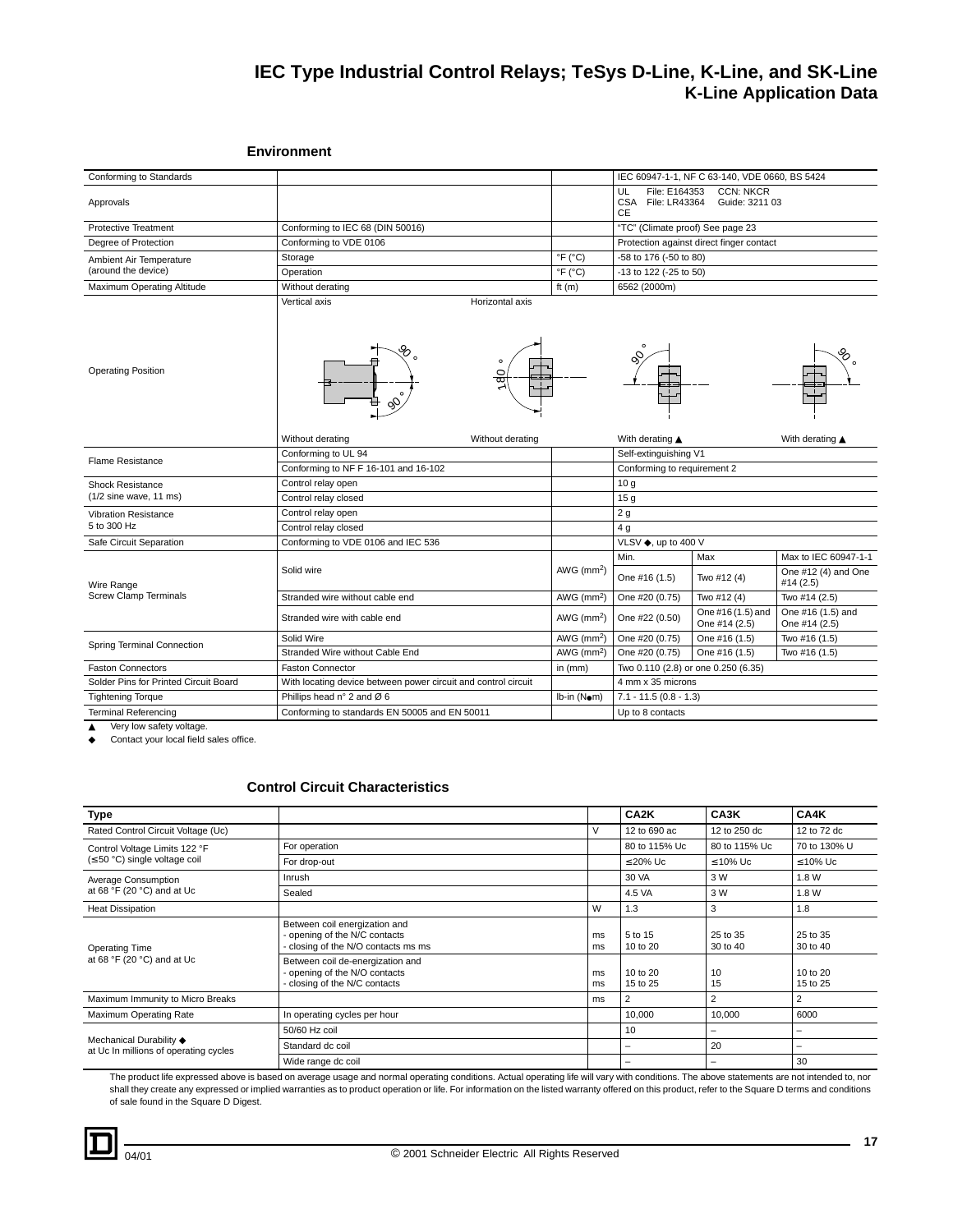# IEC Type Industrial Control Relays; TeSys D-Line, K-Line, and SK-Line
## K-Line Application Data

### Environment

| | | | | | |
|---|---|---|---|---|---|
| Conforming to Standards | | | IEC 60947-1-1, NF C 63-140, VDE 0660, BS 5424 | | |
| Approvals | | | UL File: E164353 CCN: NKCR<br>CSA File: LR43364 Guide: 3211 03<br>CE | | |
| Protective Treatment | Conforming to IEC 68 (DIN 50016) | | "TC" (Climate proof) See page 23 | | |
| Degree of Protection | Conforming to VDE 0106 | | Protection against direct finger contact | | |
| Ambient Air Temperature (around the device) | Storage | °F (°C) | -58 to 176 (-50 to 80) | | |
| | Operation | °F (°C) | -13 to 122 (-25 to 50) | | |
| Maximum Operating Altitude | Without derating | ft (m) | 6562 (2000m) | | |
| Operating Position | Vertical axis: Without derating; Horizontal axis: Without derating | | With derating ▲ | | With derating ▲ |
| Flame Resistance | Conforming to UL 94 | | Self-extinguishing V1 | | |
| | Conforming to NF F 16-101 and 16-102 | | Conforming to requirement 2 | | |
| Shock Resistance (1/2 sine wave, 11 ms) | Control relay open | | 10 g | | |
| | Control relay closed | | 15 g | | |
| Vibration Resistance 5 to 300 Hz | Control relay open | | 2 g | | |
| | Control relay closed | | 4 g | | |
| Safe Circuit Separation | Conforming to VDE 0106 and IEC 536 | | VLSV ◆, up to 400 V | | |
| Wire Range Screw Clamp Terminals | | | Min. | Max | Max to IEC 60947-1-1 |
| | Solid wire | AWG ($mm^2$) | One #16 (1.5) | Two #12 (4) | One #12 (4) and One #14 (2.5) |
| | Stranded wire without cable end | AWG ($mm^2$) | One #20 (0.75) | Two #12 (4) | Two #14 (2.5) |
| | Stranded wire with cable end | AWG ($mm^2$) | One #22 (0.50) | One #16 (1.5) and One #14 (2.5) | One #16 (1.5) and One #14 (2.5) |
| Spring Terminal Connection | Solid Wire | AWG ($mm^2$) | One #20 (0.75) | One #16 (1.5) | Two #16 (1.5) |
| | Stranded Wire without Cable End | AWG ($mm^2$) | One #20 (0.75) | One #16 (1.5) | Two #16 (1.5) |
| Faston Connectors | Faston Connector | in (mm) | Two 0.110 (2.8) or one 0.250 (6.35) | | |
| Solder Pins for Printed Circuit Board | With locating device between power circuit and control circuit | | 4 mm x 35 microns | | |
| Tightening Torque | Phillips head n° 2 and Ø 6 | lb-in (N●m) | 7.1 - 11.5 (0.8 - 1.3) | | |
| Terminal Referencing | Conforming to standards EN 50005 and EN 50011 | | Up to 8 contacts | | |

▲ Very low safety voltage.
◆ Contact your local field sales office.

### Control Circuit Characteristics

| Type | | | CA2K | CA3K | CA4K |
|---|---|---|---|---|---|
| Rated Control Circuit Voltage (Uc) | | V | 12 to 690 ac | 12 to 250 dc | 12 to 72 dc |
| Control Voltage Limits 122 °F (≤50 °C) single voltage coil | For operation | | 80 to 115% Uc | 80 to 115% Uc | 70 to 130% U |
| | For drop-out | | ≤20% Uc | ≤10% Uc | ≤10% Uc |
| Average Consumption at 68 °F (20 °C) and at Uc | Inrush | | 30 VA | 3 W | 1.8 W |
| | Sealed | | 4.5 VA | 3 W | 1.8 W |
| Heat Dissipation | | W | 1.3 | 3 | 1.8 |
| Operating Time at 68 °F (20 °C) and at Uc | Between coil energization and<br>- opening of the N/C contacts<br>- closing of the N/O contacts ms ms | ms<br>ms | 5 to 15<br>10 to 20 | 25 to 35<br>30 to 40 | 25 to 35<br>30 to 40 |
| | Between coil de-energization and<br>- opening of the N/O contacts<br>- closing of the N/C contacts | ms<br>ms | 10 to 20<br>15 to 25 | 10<br>15 | 10 to 20<br>15 to 25 |
| Maximum Immunity to Micro Breaks | | ms | 2 | 2 | 2 |
| Maximum Operating Rate | In operating cycles per hour | | 10,000 | 10,000 | 6000 |
| Mechanical Durability ◆ at Uc In millions of operating cycles | 50/60 Hz coil | | 10 | – | – |
| | Standard dc coil | | – | 20 | – |
| | Wide range dc coil | | – | – | 30 |

The product life expressed above is based on average usage and normal operating conditions. Actual operating life will vary with conditions. The above statements are not intended to, nor shall they create any expressed or implied warranties as to product operation or life. For information on the listed warranty offered on this product, refer to the Square D terms and conditions of sale found in the Square D Digest.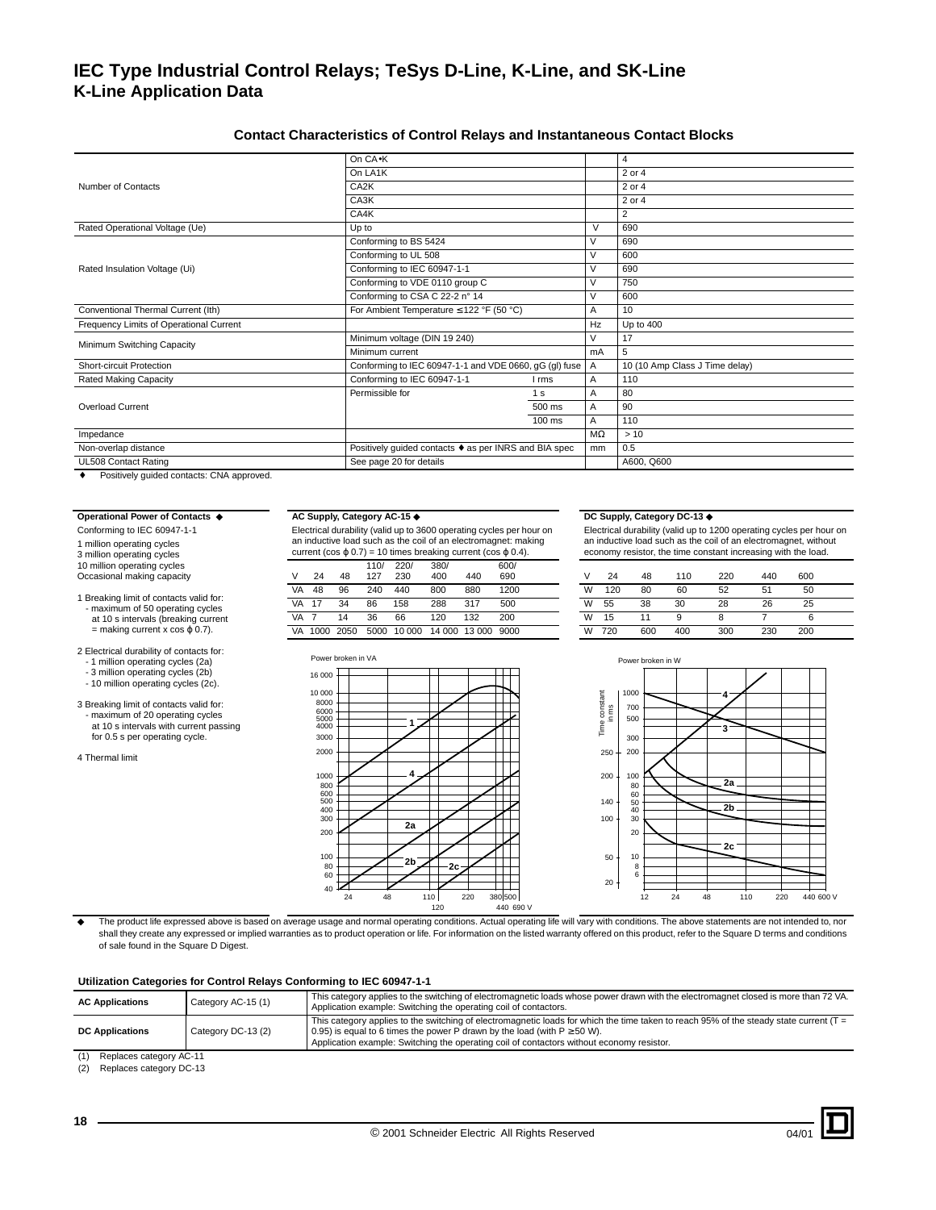# IEC Type Industrial Control Relays; TeSys D-Line, K-Line, and SK-Line
## K-Line Application Data

### Contact Characteristics of Control Relays and Instantaneous Contact Blocks

| | | | | |
|---|---|---|---|---|
| Number of Contacts | On CA•K | | | 4 |
| | On LA1K | | | 2 or 4 |
| | CA2K | | | 2 or 4 |
| | CA3K | | | 2 or 4 |
| | CA4K | | | 2 |
| Rated Operational Voltage (Ue) | Up to | | V | 690 |
| Rated Insulation Voltage (Ui) | Conforming to BS 5424 | | V | 690 |
| | Conforming to UL 508 | | V | 600 |
| | Conforming to IEC 60947-1-1 | | V | 690 |
| | Conforming to VDE 0110 group C | | V | 750 |
| | Conforming to CSA C 22-2 n° 14 | | V | 600 |
| Conventional Thermal Current (Ith) | For Ambient Temperature ≤ 122 °F (50 °C) | | A | 10 |
| Frequency Limits of Operational Current | | | Hz | Up to 400 |
| Minimum Switching Capacity | Minimum voltage (DIN 19 240) | | V | 17 |
| | Minimum current | | mA | 5 |
| Short-circuit Protection | Conforming to IEC 60947-1-1 and VDE 0660, gG (gl) fuse | | A | 10 (10 Amp Class J Time delay) |
| Rated Making Capacity | Conforming to IEC 60947-1-1 | I rms | A | 110 |
| Overload Current | Permissible for | 1 s | A | 80 |
| | | 500 ms | A | 90 |
| | | 100 ms | A | 110 |
| Impedance | | | MΩ | > 10 |
| Non-overlap distance | Positively guided contacts ♦ as per INRS and BIA spec | | mm | 0.5 |
| UL508 Contact Rating | See page 20 for details | | | A600, Q600 |

♦ Positively guided contacts: CNA approved.

**Operational Power of Contacts ◆**

Conforming to IEC 60947-1-1
1 million operating cycles
3 million operating cycles
10 million operating cycles
Occasional making capacity

1 Breaking limit of contacts valid for:
- maximum of 50 operating cycles at 10 s intervals (breaking current = making current x cos φ 0.7).

2 Electrical durability of contacts for:
- 1 million operating cycles (2a)
- 3 million operating cycles (2b)
- 10 million operating cycles (2c).

3 Breaking limit of contacts valid for:
- maximum of 20 operating cycles at 10 s intervals with current passing for 0.5 s per operating cycle.

4 Thermal limit

**AC Supply, Category AC-15 ◆**

Electrical durability (valid up to 3600 operating cycles per hour on an inductive load such as the coil of an electromagnet: making current (cos φ 0.7) = 10 times breaking current (cos φ 0.4).

| V | 24 | 48 | 110/127 | 220/230 | 380/400 | 440 | 600/690 |
|---|---|---|---|---|---|---|---|
| VA | 48 | 96 | 240 | 440 | 800 | 880 | 1200 |
| VA | 17 | 34 | 86 | 158 | 288 | 317 | 500 |
| VA | 7 | 14 | 36 | 66 | 120 | 132 | 200 |
| VA | 1000 | 2050 | 5000 | 10 000 | 14 000 | 13 000 | 9000 |

**DC Supply, Category DC-13 ◆**

Electrical durability (valid up to 1200 operating cycles per hour on an inductive load such as the coil of an electromagnet, without economy resistor, the time constant increasing with the load.

| V | 24 | 48 | 110 | 220 | 440 | 600 |
|---|---|---|---|---|---|---|
| W | 120 | 80 | 60 | 52 | 51 | 50 |
| W | 55 | 38 | 30 | 28 | 26 | 25 |
| W | 15 | 11 | 9 | 8 | 7 | 6 |
| W | 720 | 600 | 400 | 300 | 230 | 200 |

◆ The product life expressed above is based on average usage and normal operating conditions. Actual operating life will vary with conditions. The above statements are not intended to, nor shall they create any expressed or implied warranties as to product operation or life. For information on the listed warranty offered on this product, refer to the Square D terms and conditions of sale found in the Square D Digest.

### Utilization Categories for Control Relays Conforming to IEC 60947-1-1

| | | |
|---|---|---|
| **AC Applications** | Category AC-15 (1) | This category applies to the switching of electromagnetic loads whose power drawn with the electromagnet closed is more than 72 VA. Application example: Switching the operating coil of contactors. |
| **DC Applications** | Category DC-13 (2) | This category applies to the switching of electromagnetic loads for which the time taken to reach 95% of the steady state current (T = 0.95) is equal to 6 times the power P drawn by the load (with P ≥ 50 W). Application example: Switching the operating coil of contactors without economy resistor. |

(1) Replaces category AC-11
(2) Replaces category DC-13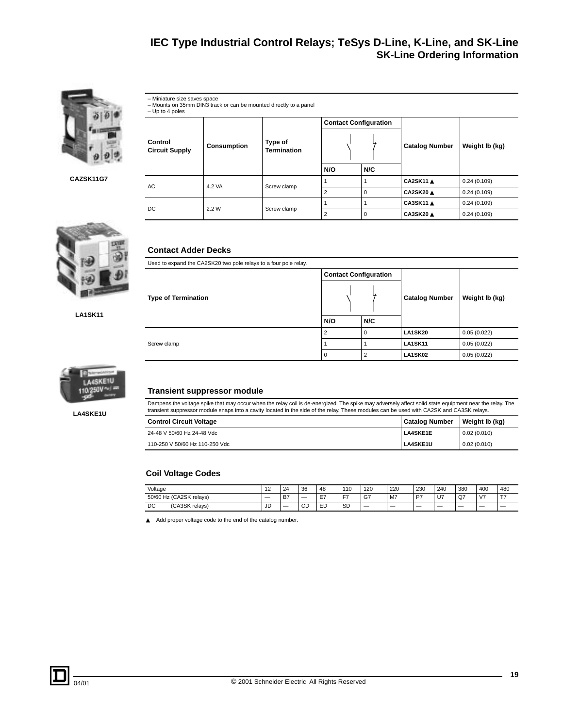# IEC Type Industrial Control Relays; TeSys D-Line, K-Line, and SK-Line
## SK-Line Ordering Information

CAZSK11G7

– Miniature size saves space
– Mounts on 35mm DIN3 track or can be mounted directly to a panel
– Up to 4 poles

| Control Circuit Supply | Consumption | Type of Termination | Contact Configuration | | Catalog Number | Weight lb (kg) |
|---|---|---|---|---|---|---|
| | | | N/O | N/C | | |
| AC | 4.2 VA | Screw clamp | 1 | 1 | **CA2SK11 ▲** | 0.24 (0.109) |
| | | | 2 | 0 | **CA2SK20 ▲** | 0.24 (0.109) |
| DC | 2.2 W | Screw clamp | 1 | 1 | **CA3SK11 ▲** | 0.24 (0.109) |
| | | | 2 | 0 | **CA3SK20 ▲** | 0.24 (0.109) |

LA1SK11

### Contact Adder Decks

Used to expand the CA2SK20 two pole relays to a four pole relay.

| Type of Termination | Contact Configuration | | Catalog Number | Weight lb (kg) |
|---|---|---|---|---|
| | N/O | N/C | | |
| Screw clamp | 2 | 0 | **LA1SK20** | 0.05 (0.022) |
| | 1 | 1 | **LA1SK11** | 0.05 (0.022) |
| | 0 | 2 | **LA1SK02** | 0.05 (0.022) |

LA4SKE1U

### Transient suppressor module

Dampens the voltage spike that may occur when the relay coil is de-energized. The spike may adversely affect solid state equipment near the relay. The transient suppressor module snaps into a cavity located in the side of the relay. These modules can be used with CA2SK and CA3SK relays.

| Control Circuit Voltage | Catalog Number | Weight lb (kg) |
|---|---|---|
| 24-48 V 50/60 Hz 24-48 Vdc | **LA4SKE1E** | 0.02 (0.010) |
| 110-250 V 50/60 Hz 110-250 Vdc | **LA4SKE1U** | 0.02 (0.010) |

### Coil Voltage Codes

| Voltage | 12 | 24 | 36 | 48 | 110 | 120 | 220 | 230 | 240 | 380 | 400 | 480 |
|---|---|---|---|---|---|---|---|---|---|---|---|---|
| 50/60 Hz (CA2SK relays) | — | B7 | — | E7 | F7 | G7 | M7 | P7 | U7 | Q7 | V7 | T7 |
| DC (CA3SK relays) | JD | — | CD | ED | SD | — | — | — | — | — | — | — |

▲ Add proper voltage code to the end of the catalog number.

04/01 © 2001 Schneider Electric All Rights Reserved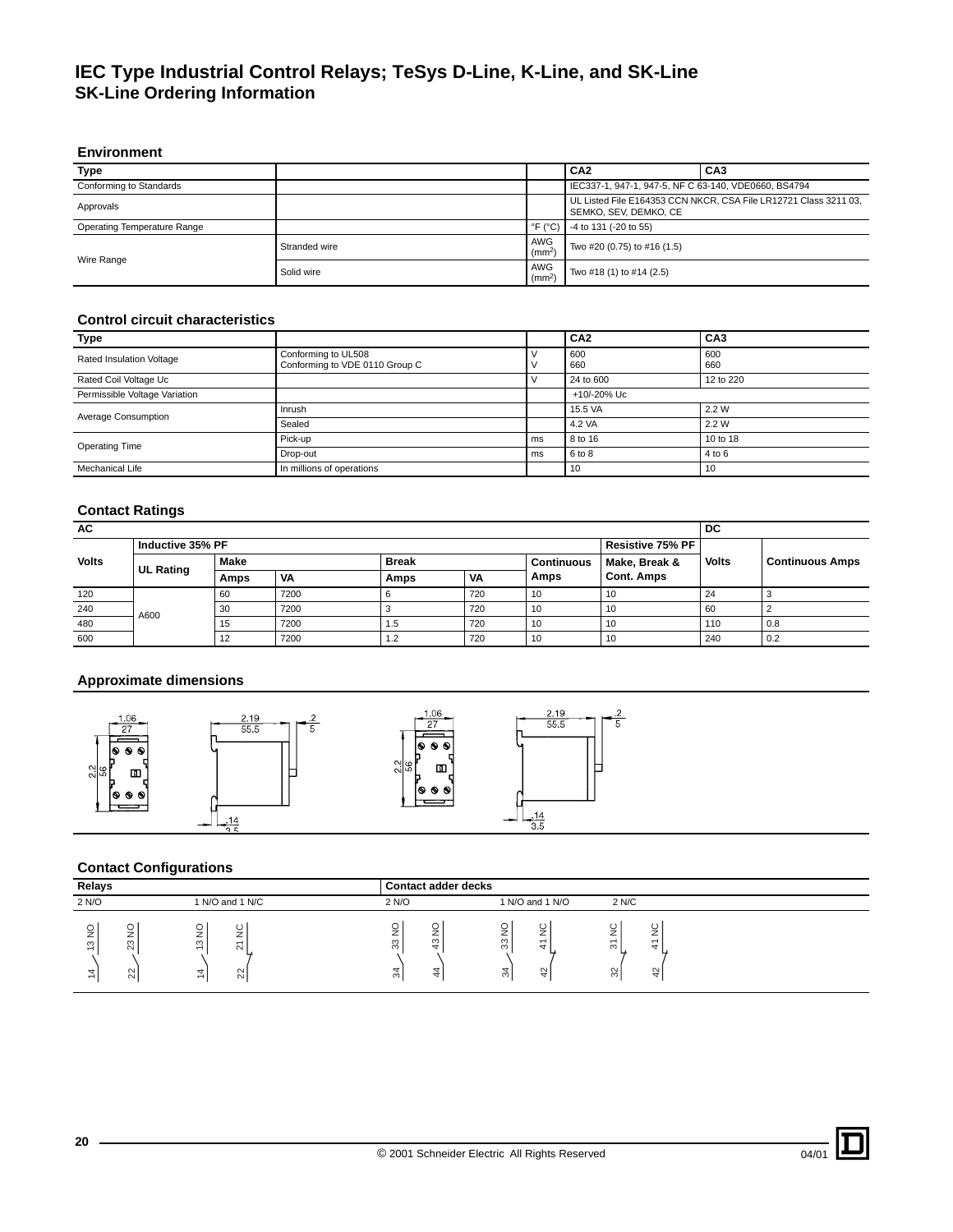# IEC Type Industrial Control Relays; TeSys D-Line, K-Line, and SK-Line

## SK-Line Ordering Information

### Environment

| Type | | | CA2 | CA3 |
|---|---|---|---|---|
| Conforming to Standards | | | IEC337-1, 947-1, 947-5, NF C 63-140, VDE0660, BS4794 | |
| Approvals | | | UL Listed File E164353 CCN NKCR, CSA File LR12721 Class 3211 03, SEMKO, SEV, DEMKO, CE | |
| Operating Temperature Range | | °F (°C) | -4 to 131 (-20 to 55) | |
| Wire Range | Stranded wire | AWG ($mm^2$) | Two #20 (0.75) to #16 (1.5) | |
| | Solid wire | AWG ($mm^2$) | Two #18 (1) to #14 (2.5) | |

### Control circuit characteristics

| Type | | | CA2 | CA3 |
|---|---|---|---|---|
| Rated Insulation Voltage | Conforming to UL508<br>Conforming to VDE 0110 Group C | V<br>V | 600<br>660 | 600<br>660 |
| Rated Coil Voltage Uc | | V | 24 to 600 | 12 to 220 |
| Permissible Voltage Variation | | | +10/-20% Uc | |
| Average Consumption | Inrush | | 15.5 VA | 2.2 W |
| | Sealed | | 4.2 VA | 2.2 W |
| Operating Time | Pick-up | ms | 8 to 16 | 10 to 18 |
| | Drop-out | ms | 6 to 8 | 4 to 6 |
| Mechanical Life | In millions of operations | | 10 | 10 |

### Contact Ratings

| AC | | | | | | | | DC | |
|---|---|---|---|---|---|---|---|---|---|
| Volts | Inductive 35% PF | | | | | | Resistive 75% PF | Volts | Continuous Amps |
| | UL Rating | Make | | Break | | Continuous Amps | Make, Break & Cont. Amps | | |
| | | Amps | VA | Amps | VA | | | | |
| 120 | A600 | 60 | 7200 | 6 | 720 | 10 | 10 | 24 | 3 |
| 240 | | 30 | 7200 | 3 | 720 | 10 | 10 | 60 | 2 |
| 480 | | 15 | 7200 | 1.5 | 720 | 10 | 10 | 110 | 0.8 |
| 600 | | 12 | 7200 | 1.2 | 720 | 10 | 10 | 240 | 0.2 |

### Approximate dimensions

1.06 / 27; 2.2 / 56; 2.19 / 55.5; .2 / 5; .14 / 3.5

### Contact Configurations

| Relays | | Contact adder decks | | |
|---|---|---|---|---|
| 2 N/O | 1 N/O and 1 N/C | 2 N/O | 1 N/O and 1 N/O | 2 N/C |
| 13 NO – 14, 23 NO – 22 | 13 NO – 14, 21 NC – 22 | 33 NO – 34, 43 NO – 44 | 33 NO – 34, 41 NC – 42 | 31 NC – 32, 41 NC – 42 |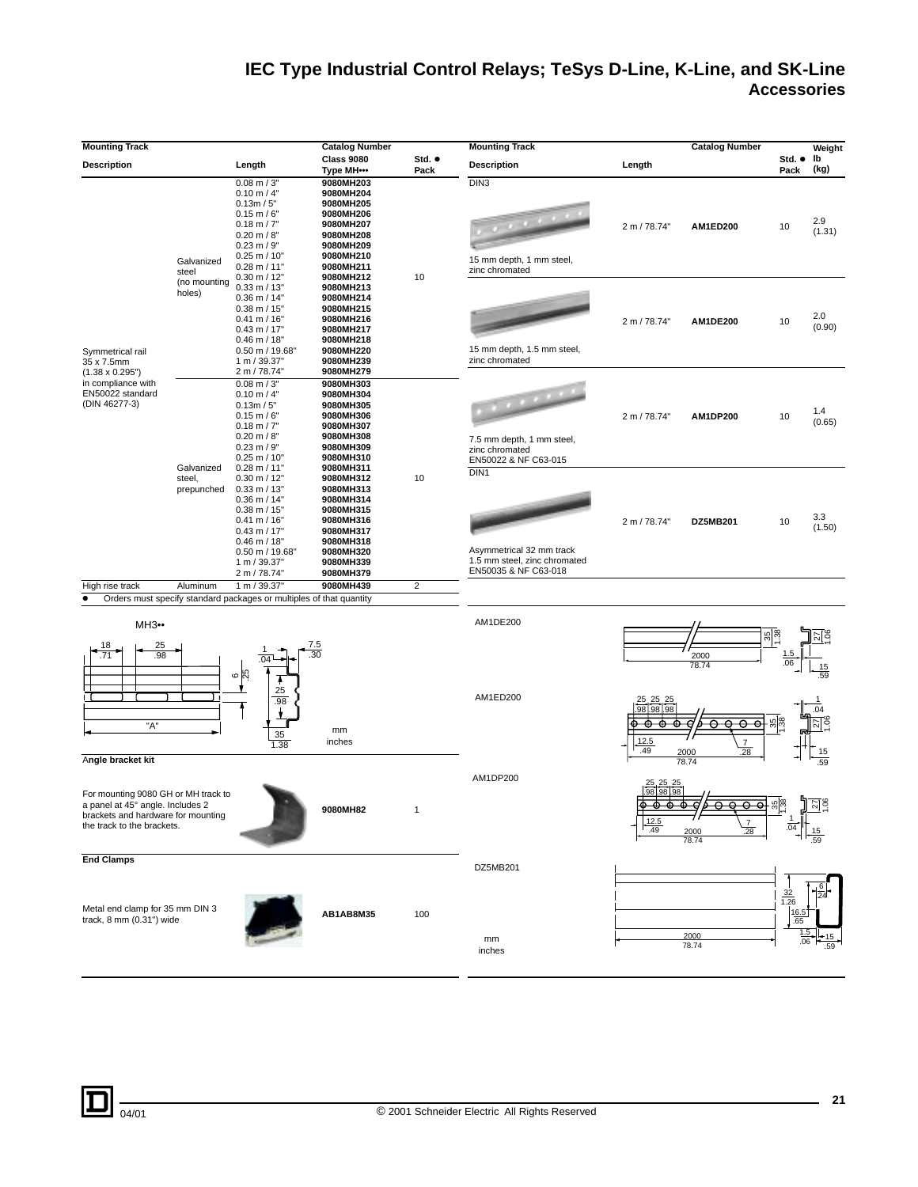# IEC Type Industrial Control Relays; TeSys D-Line, K-Line, and SK-Line

## Accessories

### Mounting Track

| Description | | Length | Catalog Number Class 9080 Type MH••• | Std. ● Pack |
|---|---|---|---|---|
| Symmetrical rail 35 x 7.5mm (1.38 x 0.295") in compliance with EN50022 standard (DIN 46277-3) | Galvanized steel (no mounting holes) | 0.08 m / 3" | 9080MH203 | 10 |
| | | 0.10 m / 4" | 9080MH204 | |
| | | 0.13m / 5" | 9080MH205 | |
| | | 0.15 m / 6" | 9080MH206 | |
| | | 0.18 m / 7" | 9080MH207 | |
| | | 0.20 m / 8" | 9080MH208 | |
| | | 0.23 m / 9" | 9080MH209 | |
| | | 0.25 m / 10" | 9080MH210 | |
| | | 0.28 m / 11" | 9080MH211 | |
| | | 0.30 m / 12" | 9080MH212 | |
| | | 0.33 m / 13" | 9080MH213 | |
| | | 0.36 m / 14" | 9080MH214 | |
| | | 0.38 m / 15" | 9080MH215 | |
| | | 0.41 m / 16" | 9080MH216 | |
| | | 0.43 m / 17" | 9080MH217 | |
| | | 0.46 m / 18" | 9080MH218 | |
| | | 0.50 m / 19.68" | 9080MH220 | |
| | | 1 m / 39.37" | 9080MH239 | |
| | | 2 m / 78.74" | 9080MH279 | |
| | Galvanized steel, prepunched | 0.08 m / 3" | 9080MH303 | 10 |
| | | 0.10 m / 4" | 9080MH304 | |
| | | 0.13m / 5" | 9080MH305 | |
| | | 0.15 m / 6" | 9080MH306 | |
| | | 0.18 m / 7" | 9080MH307 | |
| | | 0.20 m / 8" | 9080MH308 | |
| | | 0.23 m / 9" | 9080MH309 | |
| | | 0.25 m / 10" | 9080MH310 | |
| | | 0.28 m / 11" | 9080MH311 | |
| | | 0.30 m / 12" | 9080MH312 | |
| | | 0.33 m / 13" | 9080MH313 | |
| | | 0.36 m / 14" | 9080MH314 | |
| | | 0.38 m / 15" | 9080MH315 | |
| | | 0.41 m / 16" | 9080MH316 | |
| | | 0.43 m / 17" | 9080MH317 | |
| | | 0.46 m / 18" | 9080MH318 | |
| | | 0.50 m / 19.68" | 9080MH320 | |
| | | 1 m / 39.37" | 9080MH339 | |
| | | 2 m / 78.74" | 9080MH379 | |
| High rise track | Aluminum | 1 m / 39.37" | 9080MH439 | 2 |

● Orders must specify standard packages or multiples of that quantity

MH3••

Dimensions: 18 / .71; 25 / .98; 1 / .04; 7.5 / .30; 6 / .25; 25 / .98; 35 / 1.38; "A"

mm
inches

### Angle bracket kit

| Description | Catalog Number | Std. Pack |
|---|---|---|
| For mounting 9080 GH or MH track to a panel at 45° angle. Includes 2 brackets and hardware for mounting the track to the brackets. | 9080MH82 | 1 |

### End Clamps

| Description | Catalog Number | Std. Pack |
|---|---|---|
| Metal end clamp for 35 mm DIN 3 track, 8 mm (0.31") wide | AB1AB8M35 | 100 |

### Mounting Track

| Description | Length | Catalog Number | Std. ● Pack | Weight lb (kg) |
|---|---|---|---|---|
| DIN3 — 15 mm depth, 1 mm steel, zinc chromated | 2 m / 78.74" | AM1ED200 | 10 | 2.9 (1.31) |
| 15 mm depth, 1.5 mm steel, zinc chromated | 2 m / 78.74" | AM1DE200 | 10 | 2.0 (0.90) |
| 7.5 mm depth, 1 mm steel, zinc chromated EN50022 & NF C63-015 | 2 m / 78.74" | AM1DP200 | 10 | 1.4 (0.65) |
| DIN1 — Asymmetrical 32 mm track 1.5 mm steel, zinc chromated EN50035 & NF C63-018 | 2 m / 78.74" | DZ5MB201 | 10 | 3.3 (1.50) |

AM1DE200

Dimensions: 2000 / 78.74; 35 / 1.38; 1.5 / .06; 27 / 1.06; 15 / .59

AM1ED200

Dimensions: 25 / .98; 25 / .98; 25 / .98; 12.5 / .49; 2000 / 78.74; 7 / .28; 35 / 1.38; 1 / .04; 27 / 1.06; 15 / .59

AM1DP200

Dimensions: 25 / .98; 25 / .98; 25 / .98; 12.5 / .49; 2000 / 78.74; 7 / .28; 35 / 1.38; 1 / .04; 27 / 1.06; 15 / .59

DZ5MB201

Dimensions: 2000 / 78.74; 32 / 1.26; 6 / .24; 16.5 / .65; 1.5 / .06; 15 / .59

mm
inches

04/01 © 2001 Schneider Electric All Rights Reserved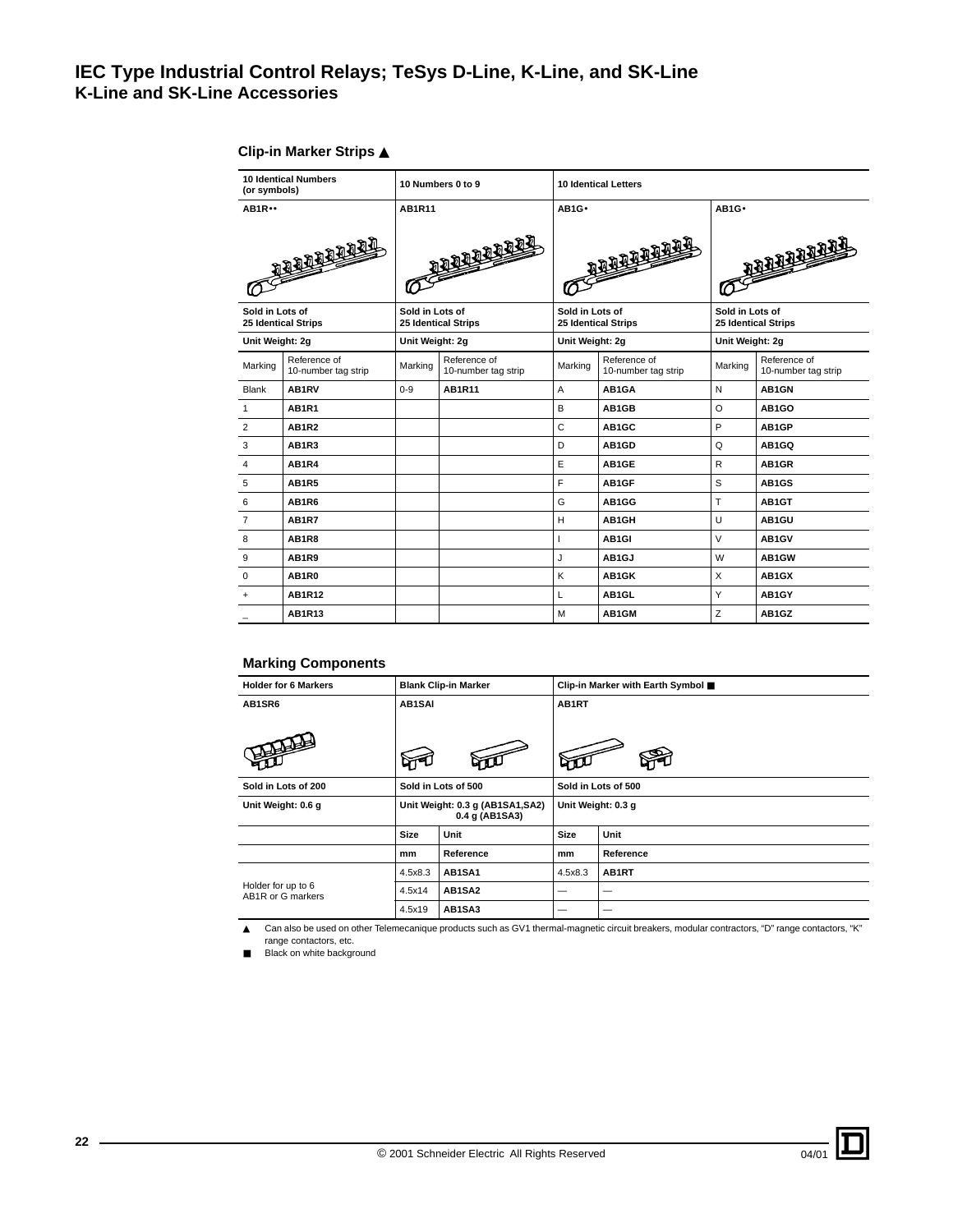# IEC Type Industrial Control Relays; TeSys D-Line, K-Line, and SK-Line
## K-Line and SK-Line Accessories

### Clip-in Marker Strips ▲

| 10 Identical Numbers (or symbols) | | 10 Numbers 0 to 9 | | 10 Identical Letters | | | |
|---|---|---|---|---|---|---|---|
| AB1R•• | | AB1R11 | | AB1G• | | AB1G• | |
| Sold in Lots of 25 Identical Strips | | Sold in Lots of 25 Identical Strips | | Sold in Lots of 25 Identical Strips | | Sold in Lots of 25 Identical Strips | |
| Unit Weight: 2g | | Unit Weight: 2g | | Unit Weight: 2g | | Unit Weight: 2g | |
| Marking | Reference of 10-number tag strip | Marking | Reference of 10-number tag strip | Marking | Reference of 10-number tag strip | Marking | Reference of 10-number tag strip |
| Blank | **AB1RV** | 0-9 | **AB1R11** | A | **AB1GA** | N | **AB1GN** |
| 1 | **AB1R1** | | | B | **AB1GB** | O | **AB1GO** |
| 2 | **AB1R2** | | | C | **AB1GC** | P | **AB1GP** |
| 3 | **AB1R3** | | | D | **AB1GD** | Q | **AB1GQ** |
| 4 | **AB1R4** | | | E | **AB1GE** | R | **AB1GR** |
| 5 | **AB1R5** | | | F | **AB1GF** | S | **AB1GS** |
| 6 | **AB1R6** | | | G | **AB1GG** | T | **AB1GT** |
| 7 | **AB1R7** | | | H | **AB1GH** | U | **AB1GU** |
| 8 | **AB1R8** | | | I | **AB1GI** | V | **AB1GV** |
| 9 | **AB1R9** | | | J | **AB1GJ** | W | **AB1GW** |
| 0 | **AB1R0** | | | K | **AB1GK** | X | **AB1GX** |
| + | **AB1R12** | | | L | **AB1GL** | Y | **AB1GY** |
| _ | **AB1R13** | | | M | **AB1GM** | Z | **AB1GZ** |

### Marking Components

| Holder for 6 Markers | Blank Clip-in Marker | | Clip-in Marker with Earth Symbol ■ | |
|---|---|---|---|---|
| AB1SR6 | AB1SAI | | AB1RT | |
| Sold in Lots of 200 | Sold in Lots of 500 | | Sold in Lots of 500 | |
| Unit Weight: 0.6 g | Unit Weight: 0.3 g (AB1SA1,SA2) 0.4 g (AB1SA3) | | Unit Weight: 0.3 g | |
| | Size | Unit | Size | Unit |
| | mm | Reference | mm | Reference |
| Holder for up to 6 AB1R or G markers | 4.5x8.3 | **AB1SA1** | 4.5x8.3 | **AB1RT** |
| | 4.5x14 | **AB1SA2** | — | — |
| | 4.5x19 | **AB1SA3** | — | — |

▲ Can also be used on other Telemecanique products such as GV1 thermal-magnetic circuit breakers, modular contractors, "D" range contactors, "K" range contactors, etc.

■ Black on white background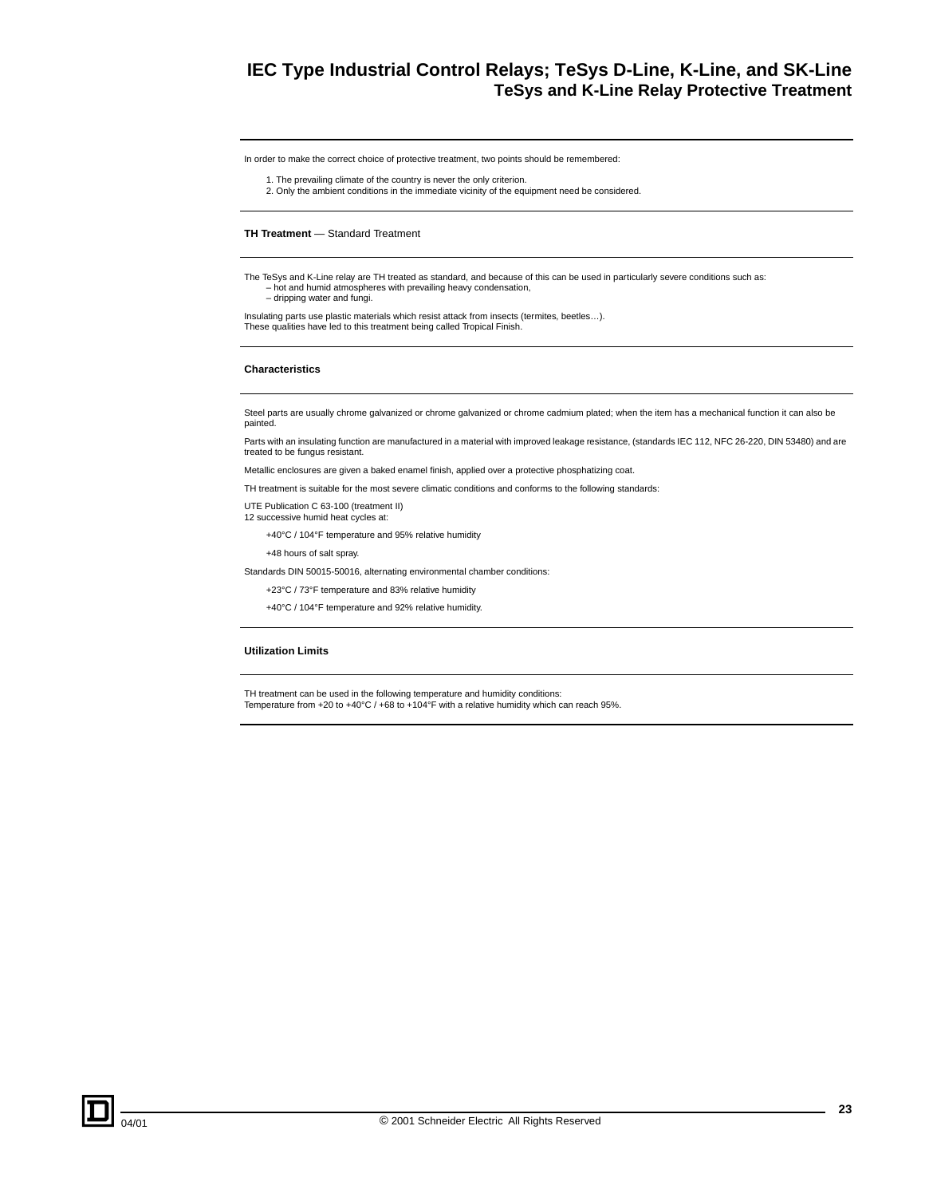# IEC Type Industrial Control Relays; TeSys D-Line, K-Line, and SK-Line
## TeSys and K-Line Relay Protective Treatment

In order to make the correct choice of protective treatment, two points should be remembered:

1. The prevailing climate of the country is never the only criterion.
2. Only the ambient conditions in the immediate vicinity of the equipment need be considered.

### **TH Treatment** — Standard Treatment

The TeSys and K-Line relay are TH treated as standard, and because of this can be used in particularly severe conditions such as:
- hot and humid atmospheres with prevailing heavy condensation,
- dripping water and fungi.

Insulating parts use plastic materials which resist attack from insects (termites, beetles…).
These qualities have led to this treatment being called Tropical Finish.

### Characteristics

Steel parts are usually chrome galvanized or chrome galvanized or chrome cadmium plated; when the item has a mechanical function it can also be painted.

Parts with an insulating function are manufactured in a material with improved leakage resistance, (standards IEC 112, NFC 26-220, DIN 53480) and are treated to be fungus resistant.

Metallic enclosures are given a baked enamel finish, applied over a protective phosphatizing coat.

TH treatment is suitable for the most severe climatic conditions and conforms to the following standards:

UTE Publication C 63-100 (treatment II)
12 successive humid heat cycles at:

+40°C / 104°F temperature and 95% relative humidity

+48 hours of salt spray.

Standards DIN 50015-50016, alternating environmental chamber conditions:

+23°C / 73°F temperature and 83% relative humidity

+40°C / 104°F temperature and 92% relative humidity.

### Utilization Limits

TH treatment can be used in the following temperature and humidity conditions:
Temperature from +20 to +40°C / +68 to +104°F with a relative humidity which can reach 95%.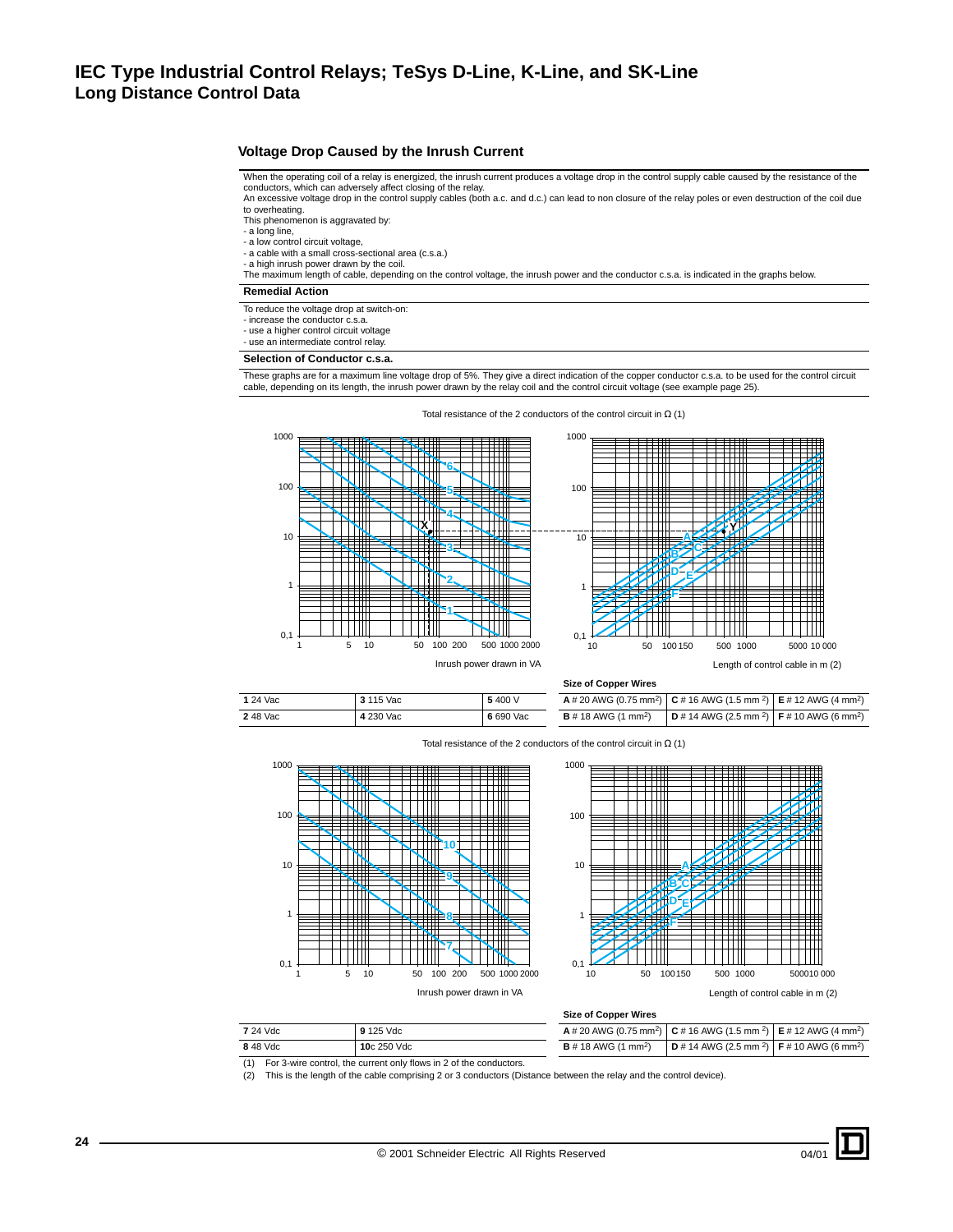# IEC Type Industrial Control Relays; TeSys D-Line, K-Line, and SK-Line
## Long Distance Control Data

### Voltage Drop Caused by the Inrush Current

When the operating coil of a relay is energized, the inrush current produces a voltage drop in the control supply cable caused by the resistance of the conductors, which can adversely affect closing of the relay.
An excessive voltage drop in the control supply cables (both a.c. and d.c.) can lead to non closure of the relay poles or even destruction of the coil due to overheating.
This phenomenon is aggravated by:
- a long line,
- a low control circuit voltage,
- a cable with a small cross-sectional area (c.s.a.)
- a high inrush power drawn by the coil.

The maximum length of cable, depending on the control voltage, the inrush power and the conductor c.s.a. is indicated in the graphs below.

#### Remedial Action

To reduce the voltage drop at switch-on:
- increase the conductor c.s.a.
- use a higher control circuit voltage
- use an intermediate control relay.

#### Selection of Conductor c.s.a.

These graphs are for a maximum line voltage drop of 5%. They give a direct indication of the copper conductor c.s.a. to be used for the control circuit cable, depending on its length, the inrush power drawn by the relay coil and the control circuit voltage (see example page 25).

Total resistance of the 2 conductors of the control circuit in Ω (1)

Inrush power drawn in VA — Length of control cable in m (2)

| | | | | | |
|---|---|---|---|---|---|
| **1** 24 Vac | **3** 115 Vac | **5** 400 V | | | |
| **2** 48 Vac | **4** 230 Vac | **6** 690 Vac | | | |

**Size of Copper Wires**

| | | |
|---|---|---|
| **A** # 20 AWG (0.75 mm²) | **C** # 16 AWG (1.5 mm²) | **E** # 12 AWG (4 mm²) |
| **B** # 18 AWG (1 mm²) | **D** # 14 AWG (2.5 mm²) | **F** # 10 AWG (6 mm²) |

Total resistance of the 2 conductors of the control circuit in Ω (1)

Inrush power drawn in VA — Length of control cable in m (2)

| | |
|---|---|
| **7** 24 Vdc | **9** 125 Vdc |
| **8** 48 Vdc | **10**c 250 Vdc |

**Size of Copper Wires**

| | | |
|---|---|---|
| **A** # 20 AWG (0.75 mm²) | **C** # 16 AWG (1.5 mm²) | **E** # 12 AWG (4 mm²) |
| **B** # 18 AWG (1 mm²) | **D** # 14 AWG (2.5 mm²) | **F** # 10 AWG (6 mm²) |

(1) For 3-wire control, the current only flows in 2 of the conductors.
(2) This is the length of the cable comprising 2 or 3 conductors (Distance between the relay and the control device).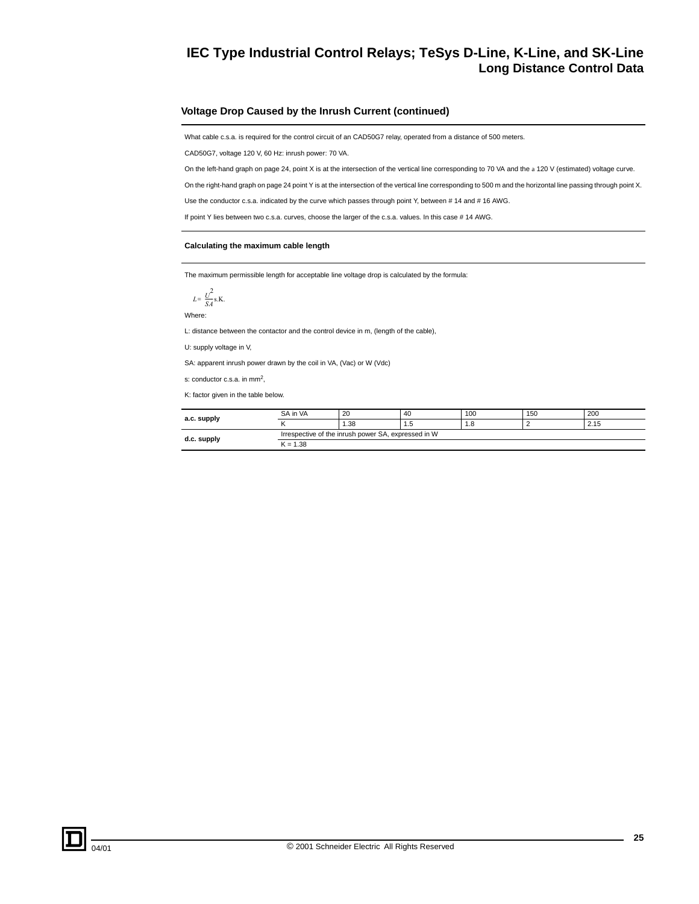## Voltage Drop Caused by the Inrush Current (continued)

What cable c.s.a. is required for the control circuit of an CAD50G7 relay, operated from a distance of 500 meters.

CAD50G7, voltage 120 V, 60 Hz: inrush power: 70 VA.

On the left-hand graph on page 24, point X is at the intersection of the vertical line corresponding to 70 VA and the a 120 V (estimated) voltage curve.

On the right-hand graph on page 24 point Y is at the intersection of the vertical line corresponding to 500 m and the horizontal line passing through point X.

Use the conductor c.s.a. indicated by the curve which passes through point Y, between # 14 and # 16 AWG.

If point Y lies between two c.s.a. curves, choose the larger of the c.s.a. values. In this case # 14 AWG.

### Calculating the maximum cable length

The maximum permissible length for acceptable line voltage drop is calculated by the formula:

$$L = \frac{U^2}{SA} s.K.$$

Where:

L: distance between the contactor and the control device in m, (length of the cable),

U: supply voltage in V,

SA: apparent inrush power drawn by the coil in VA, (Vac) or W (Vdc)

s: conductor c.s.a. in mm$^2$,

K: factor given in the table below.

| | | | | | | |
|---|---|---|---|---|---|---|
| **a.c. supply** | SA in VA | 20 | 40 | 100 | 150 | 200 |
| | K | 1.38 | 1.5 | 1.8 | 2 | 2.15 |
| **d.c. supply** | Irrespective of the inrush power SA, expressed in W | | | | | |
| | K = 1.38 | | | | | |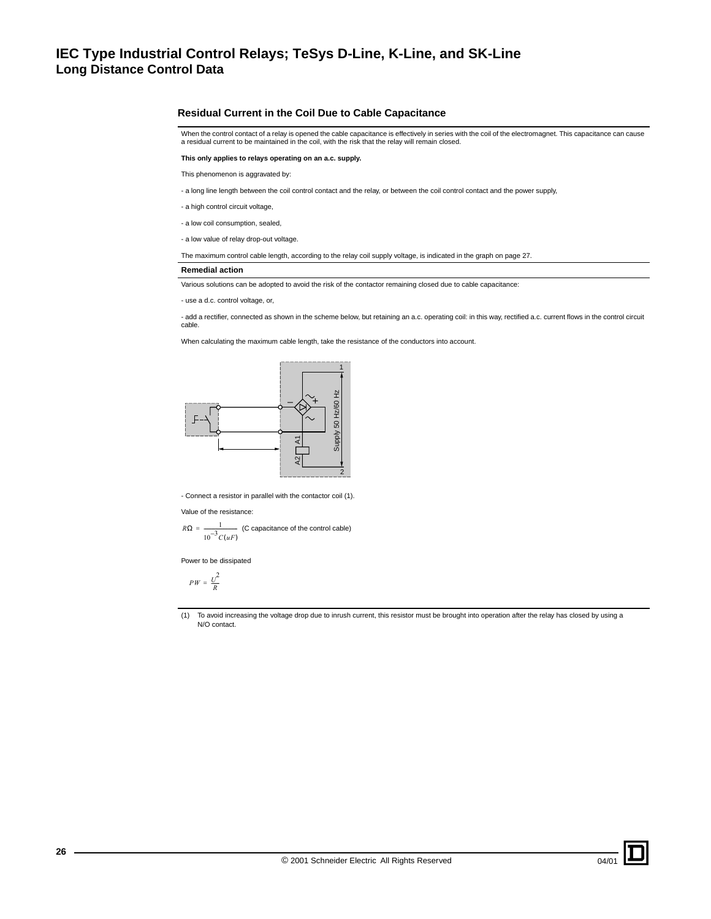# IEC Type Industrial Control Relays; TeSys D-Line, K-Line, and SK-Line
## Long Distance Control Data

### Residual Current in the Coil Due to Cable Capacitance

When the control contact of a relay is opened the cable capacitance is effectively in series with the coil of the electromagnet. This capacitance can cause a residual current to be maintained in the coil, with the risk that the relay will remain closed.

**This only applies to relays operating on an a.c. supply.**

This phenomenon is aggravated by:

- a long line length between the coil control contact and the relay, or between the coil control contact and the power supply,
- a high control circuit voltage,
- a low coil consumption, sealed,
- a low value of relay drop-out voltage.

The maximum control cable length, according to the relay coil supply voltage, is indicated in the graph on page 27.

#### Remedial action

Various solutions can be adopted to avoid the risk of the contactor remaining closed due to cable capacitance:

- use a d.c. control voltage, or,
- add a rectifier, connected as shown in the scheme below, but retaining an a.c. operating coil: in this way, rectified a.c. current flows in the control circuit cable.

When calculating the maximum cable length, take the resistance of the conductors into account.

1 – + ~ ~ A1 A2 Supply 50 Hz/60 Hz 2

- Connect a resistor in parallel with the contactor coil (1).

Value of the resistance:

$$R\Omega = \frac{1}{10^{-3} C(uF)}$$ (C capacitance of the control cable)

Power to be dissipated

$$PW = \frac{U^2}{R}$$

(1) To avoid increasing the voltage drop due to inrush current, this resistor must be brought into operation after the relay has closed by using a N/O contact.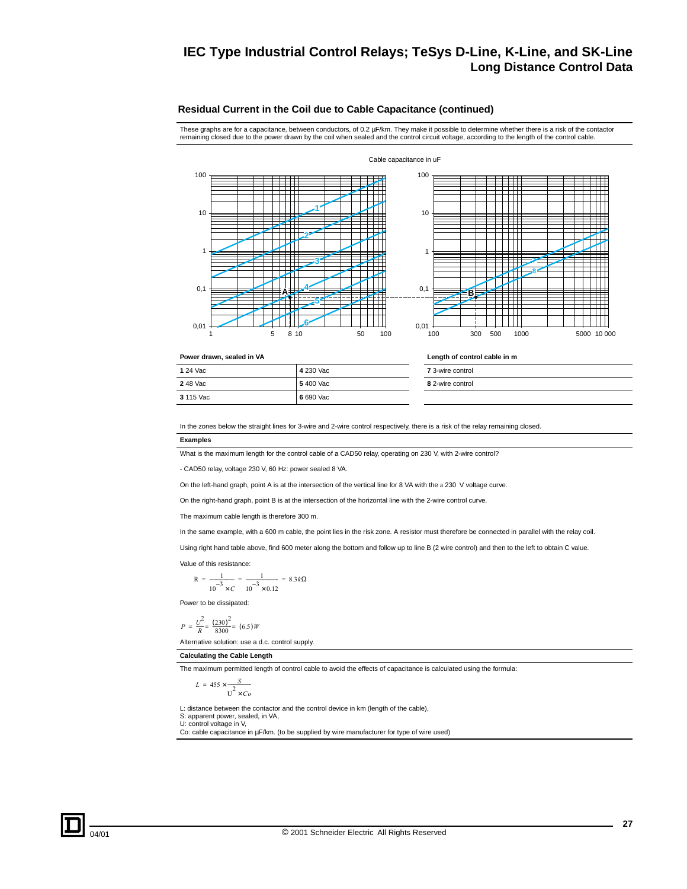## Residual Current in the Coil due to Cable Capacitance (continued)

These graphs are for a capacitance, between conductors, of 0.2 µF/km. They make it possible to determine whether there is a risk of the contactor remaining closed due to the power drawn by the coil when sealed and the control circuit voltage, according to the length of the control cable.

| Power drawn, sealed in VA | |
|---|---|
| **1** 24 Vac | **4** 230 Vac |
| **2** 48 Vac | **5** 400 Vac |
| **3** 115 Vac | **6** 690 Vac |

| Length of control cable in m |
|---|
| **7** 3-wire control |
| **8** 2-wire control |

In the zones below the straight lines for 3-wire and 2-wire control respectively, there is a risk of the relay remaining closed.

**Examples**

What is the maximum length for the control cable of a CAD50 relay, operating on 230 V, with 2-wire control?

- CAD50 relay, voltage 230 V, 60 Hz: power sealed 8 VA.

On the left-hand graph, point A is at the intersection of the vertical line for 8 VA with the a 230 V voltage curve.

On the right-hand graph, point B is at the intersection of the horizontal line with the 2-wire control curve.

The maximum cable length is therefore 300 m.

In the same example, with a 600 m cable, the point lies in the risk zone. A resistor must therefore be connected in parallel with the relay coil.

Using right hand table above, find 600 meter along the bottom and follow up to line B (2 wire control) and then to the left to obtain C value.

Value of this resistance:

$$R = \frac{1}{10^{-3} \times C} = \frac{1}{10^{-3} \times 0.12} = 8.3k\Omega$$

Power to be dissipated:

$$P = \frac{U^2}{R} = \frac{(230)^2}{8300} = (6.5)W$$

Alternative solution: use a d.c. control supply.

**Calculating the Cable Length**

The maximum permitted length of control cable to avoid the effects of capacitance is calculated using the formula:

$$L = 455 \times \frac{S}{U^2 \times Co}$$

L: distance between the contactor and the control device in km (length of the cable),
S: apparent power, sealed, in VA,
U: control voltage in V,
Co: cable capacitance in µF/km. (to be supplied by wire manufacturer for type of wire used)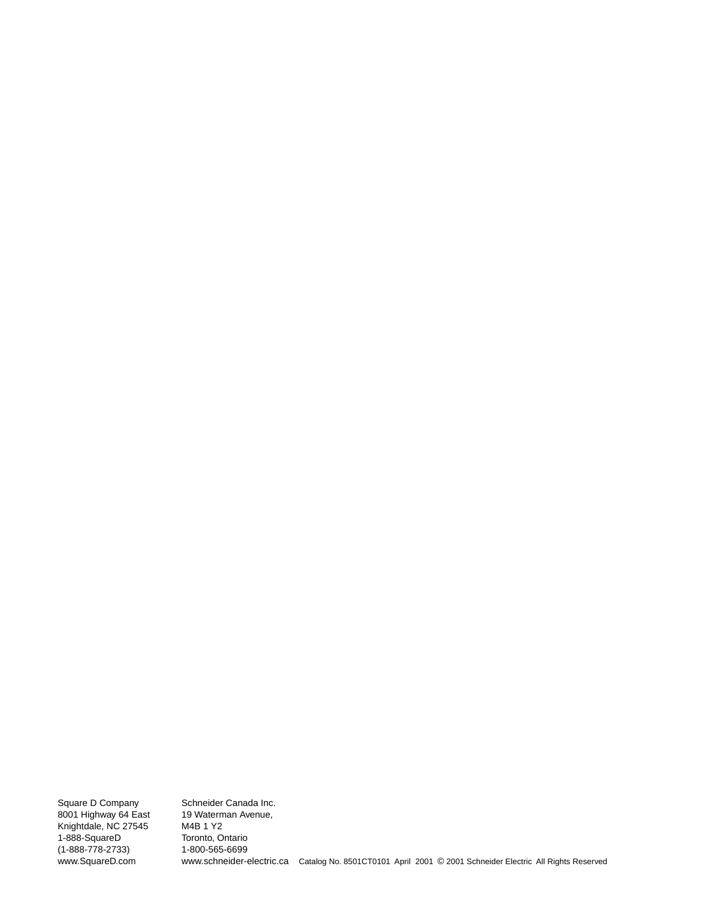Square D Company
8001 Highway 64 East
Knightdale, NC 27545
1-888-SquareD
(1-888-778-2733)
www.SquareD.com

Schneider Canada Inc.
19 Waterman Avenue,
M4B 1 Y2
Toronto, Ontario
1-800-565-6699
www.schneider-electric.ca

Catalog No. 8501CT0101 April 2001 © 2001 Schneider Electric All Rights Reserved